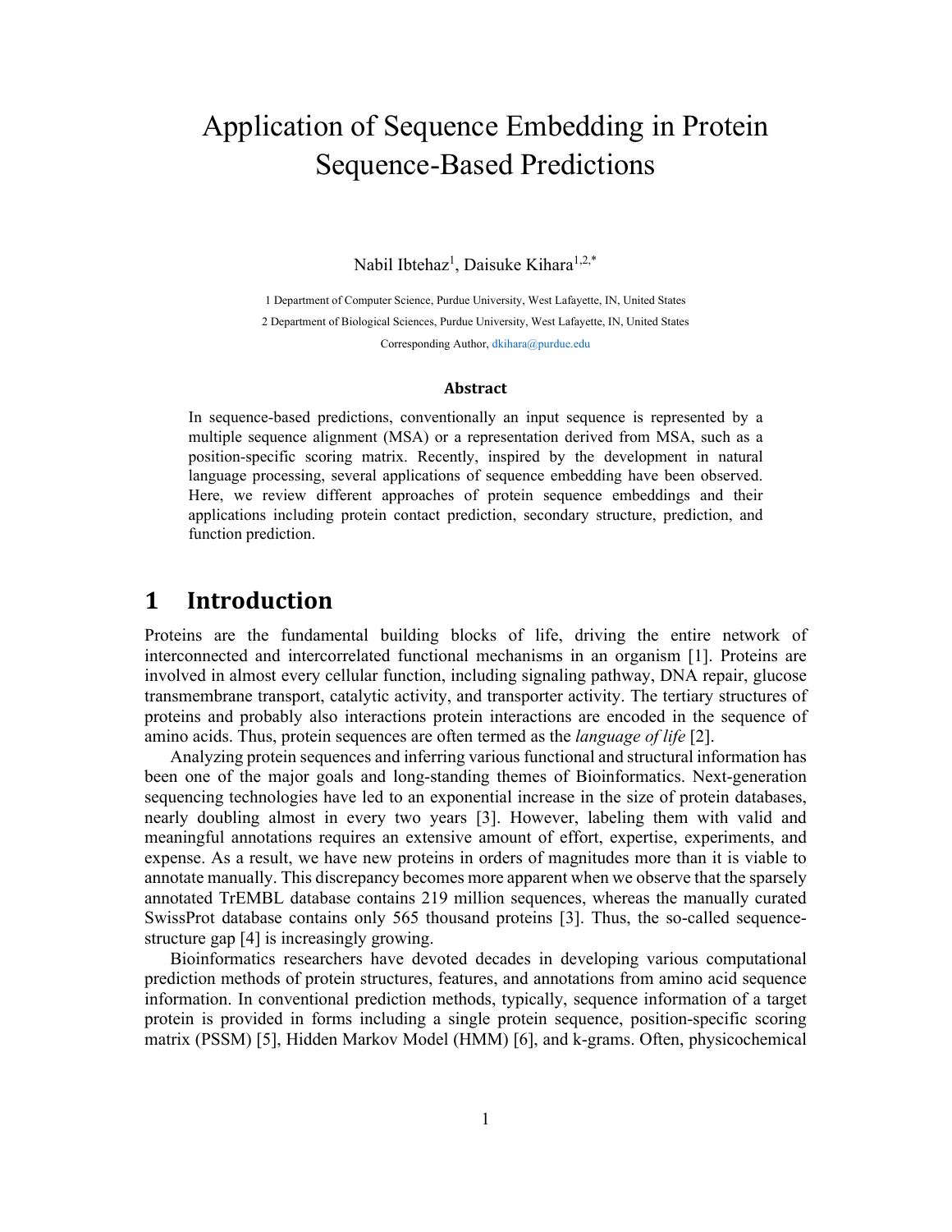# Application of Sequence Embedding in Protein Sequence-Based Predictions

Nabil Ibtehaz[1], Daisuke Kihara[1,2,*]

1 Department of Computer Science, Purdue University, West Lafayette, IN, United States

2 Department of Biological Sciences, Purdue University, West Lafayette, IN, United States

Corresponding Author, dkihara@purdue.edu

### Abstract

In sequence-based predictions, conventionally an input sequence is represented by a multiple sequence alignment (MSA) or a representation derived from MSA, such as a position-specific scoring matrix. Recently, inspired by the development in natural language processing, several applications of sequence embedding have been observed. Here, we review different approaches of protein sequence embeddings and their applications including protein contact prediction, secondary structure, prediction, and function prediction.

## 1 Introduction

Proteins are the fundamental building blocks of life, driving the entire network of interconnected and intercorrelated functional mechanisms in an organism [1]. Proteins are involved in almost every cellular function, including signaling pathway, DNA repair, glucose transmembrane transport, catalytic activity, and transporter activity. The tertiary structures of proteins and probably also interactions protein interactions are encoded in the sequence of amino acids. Thus, protein sequences are often termed as the *language of life* [2].

Analyzing protein sequences and inferring various functional and structural information has been one of the major goals and long-standing themes of Bioinformatics. Next-generation sequencing technologies have led to an exponential increase in the size of protein databases, nearly doubling almost in every two years [3]. However, labeling them with valid and meaningful annotations requires an extensive amount of effort, expertise, experiments, and expense. As a result, we have new proteins in orders of magnitudes more than it is viable to annotate manually. This discrepancy becomes more apparent when we observe that the sparsely annotated TrEMBL database contains 219 million sequences, whereas the manually curated SwissProt database contains only 565 thousand proteins [3]. Thus, the so-called sequence-structure gap [4] is increasingly growing.

Bioinformatics researchers have devoted decades in developing various computational prediction methods of protein structures, features, and annotations from amino acid sequence information. In conventional prediction methods, typically, sequence information of a target protein is provided in forms including a single protein sequence, position-specific scoring matrix (PSSM) [5], Hidden Markov Model (HMM) [6], and k-grams. Often, physicochemical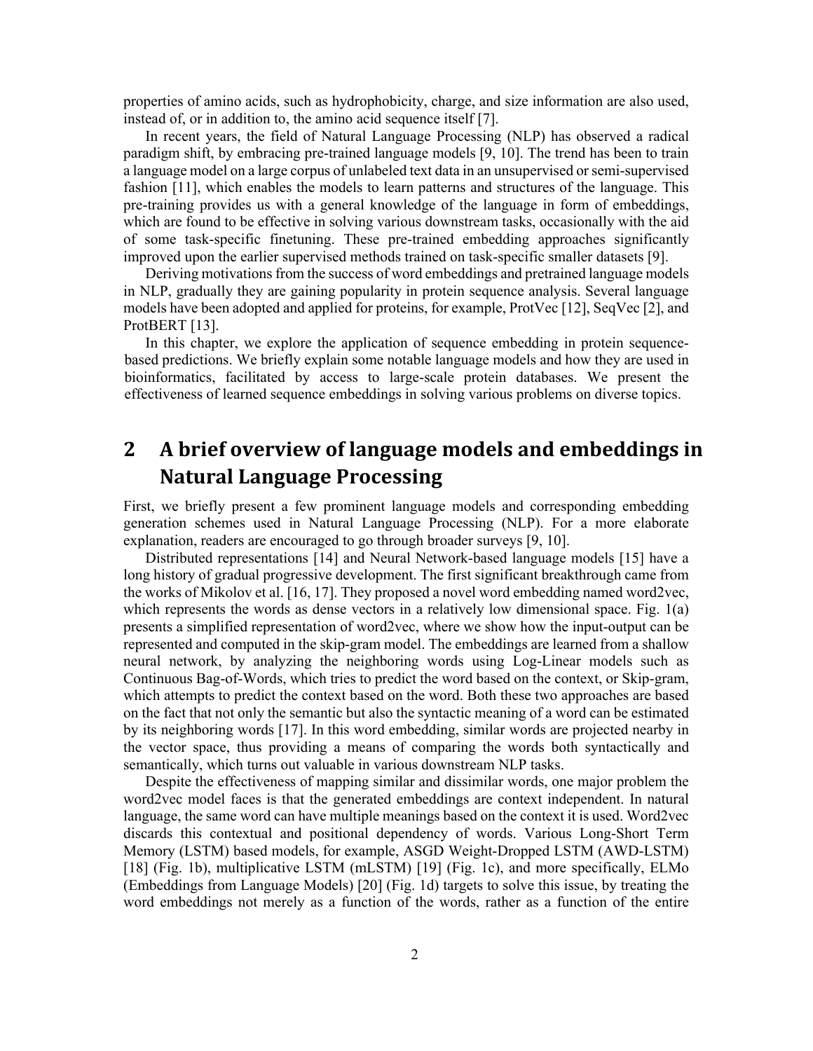properties of amino acids, such as hydrophobicity, charge, and size information are also used, instead of, or in addition to, the amino acid sequence itself [7].

In recent years, the field of Natural Language Processing (NLP) has observed a radical paradigm shift, by embracing pre-trained language models [9, 10]. The trend has been to train a language model on a large corpus of unlabeled text data in an unsupervised or semi-supervised fashion [11], which enables the models to learn patterns and structures of the language. This pre-training provides us with a general knowledge of the language in form of embeddings, which are found to be effective in solving various downstream tasks, occasionally with the aid of some task-specific finetuning. These pre-trained embedding approaches significantly improved upon the earlier supervised methods trained on task-specific smaller datasets [9].

Deriving motivations from the success of word embeddings and pretrained language models in NLP, gradually they are gaining popularity in protein sequence analysis. Several language models have been adopted and applied for proteins, for example, ProtVec [12], SeqVec [2], and ProtBERT [13].

In this chapter, we explore the application of sequence embedding in protein sequence-based predictions. We briefly explain some notable language models and how they are used in bioinformatics, facilitated by access to large-scale protein databases. We present the effectiveness of learned sequence embeddings in solving various problems on diverse topics.

# 2 A brief overview of language models and embeddings in Natural Language Processing

First, we briefly present a few prominent language models and corresponding embedding generation schemes used in Natural Language Processing (NLP). For a more elaborate explanation, readers are encouraged to go through broader surveys [9, 10].

Distributed representations [14] and Neural Network-based language models [15] have a long history of gradual progressive development. The first significant breakthrough came from the works of Mikolov et al. [16, 17]. They proposed a novel word embedding named word2vec, which represents the words as dense vectors in a relatively low dimensional space. Fig. 1(a) presents a simplified representation of word2vec, where we show how the input-output can be represented and computed in the skip-gram model. The embeddings are learned from a shallow neural network, by analyzing the neighboring words using Log-Linear models such as Continuous Bag-of-Words, which tries to predict the word based on the context, or Skip-gram, which attempts to predict the context based on the word. Both these two approaches are based on the fact that not only the semantic but also the syntactic meaning of a word can be estimated by its neighboring words [17]. In this word embedding, similar words are projected nearby in the vector space, thus providing a means of comparing the words both syntactically and semantically, which turns out valuable in various downstream NLP tasks.

Despite the effectiveness of mapping similar and dissimilar words, one major problem the word2vec model faces is that the generated embeddings are context independent. In natural language, the same word can have multiple meanings based on the context it is used. Word2vec discards this contextual and positional dependency of words. Various Long-Short Term Memory (LSTM) based models, for example, ASGD Weight-Dropped LSTM (AWD-LSTM) [18] (Fig. 1b), multiplicative LSTM (mLSTM) [19] (Fig. 1c), and more specifically, ELMo (Embeddings from Language Models) [20] (Fig. 1d) targets to solve this issue, by treating the word embeddings not merely as a function of the words, rather as a function of the entire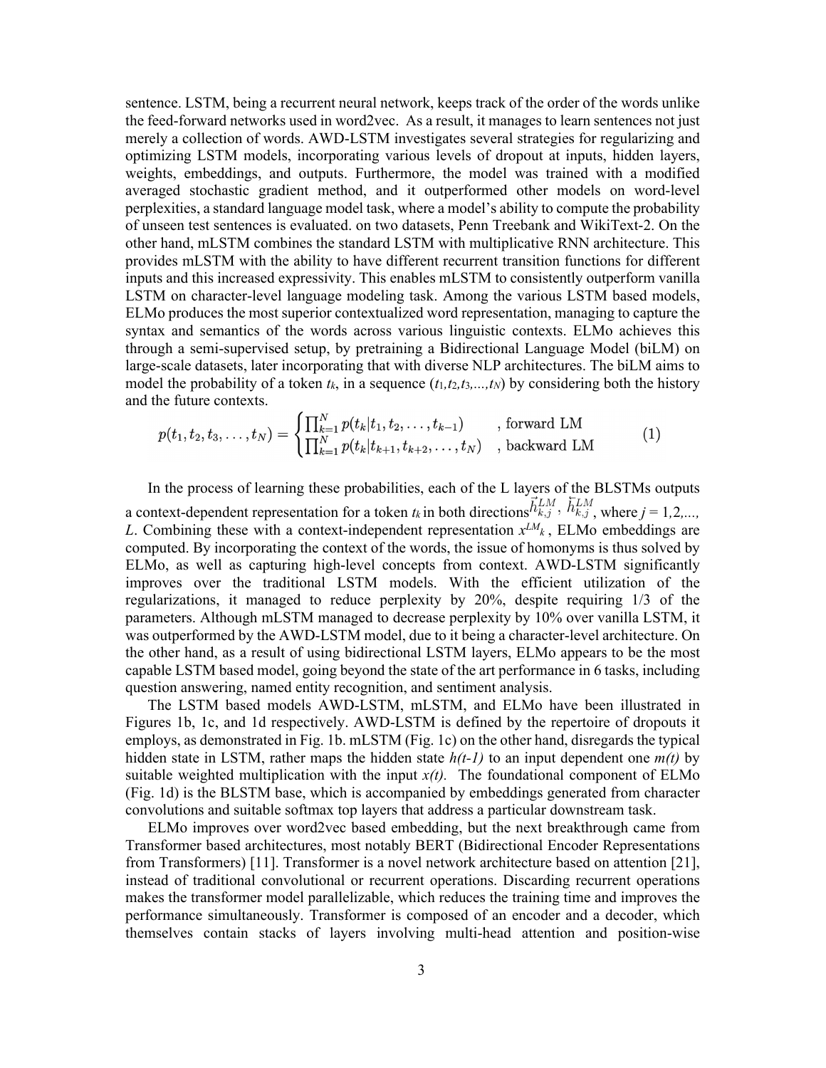sentence. LSTM, being a recurrent neural network, keeps track of the order of the words unlike the feed-forward networks used in word2vec. As a result, it manages to learn sentences not just merely a collection of words. AWD-LSTM investigates several strategies for regularizing and optimizing LSTM models, incorporating various levels of dropout at inputs, hidden layers, weights, embeddings, and outputs. Furthermore, the model was trained with a modified averaged stochastic gradient method, and it outperformed other models on word-level perplexities, a standard language model task, where a model's ability to compute the probability of unseen test sentences is evaluated. on two datasets, Penn Treebank and WikiText-2. On the other hand, mLSTM combines the standard LSTM with multiplicative RNN architecture. This provides mLSTM with the ability to have different recurrent transition functions for different inputs and this increased expressivity. This enables mLSTM to consistently outperform vanilla LSTM on character-level language modeling task. Among the various LSTM based models, ELMo produces the most superior contextualized word representation, managing to capture the syntax and semantics of the words across various linguistic contexts. ELMo achieves this through a semi-supervised setup, by pretraining a Bidirectional Language Model (biLM) on large-scale datasets, later incorporating that with diverse NLP architectures. The biLM aims to model the probability of a token $t_k$, in a sequence ($t_1, t_2, t_3, ..., t_N$) by considering both the history and the future contexts.

$$p(t_1, t_2, t_3, \ldots, t_N) = \begin{cases} \prod_{k=1}^{N} p(t_k | t_1, t_2, \ldots, t_{k-1}) & \text{, forward LM} \\ \prod_{k=1}^{N} p(t_k | t_{k+1}, t_{k+2}, \ldots, t_N) & \text{, backward LM} \end{cases} \tag{1}$$

In the process of learning these probabilities, each of the L layers of the BLSTMs outputs a context-dependent representation for a token $t_k$ in both directions $\vec{h}_{k,j}^{LM}$, $\overleftarrow{h}_{k,j}^{LM}$, where $j = 1,2,..., L$. Combining these with a context-independent representation $x^{LM}{}_k$, ELMo embeddings are computed. By incorporating the context of the words, the issue of homonyms is thus solved by ELMo, as well as capturing high-level concepts from context. AWD-LSTM significantly improves over the traditional LSTM models. With the efficient utilization of the regularizations, it managed to reduce perplexity by 20%, despite requiring 1/3 of the parameters. Although mLSTM managed to decrease perplexity by 10% over vanilla LSTM, it was outperformed by the AWD-LSTM model, due to it being a character-level architecture. On the other hand, as a result of using bidirectional LSTM layers, ELMo appears to be the most capable LSTM based model, going beyond the state of the art performance in 6 tasks, including question answering, named entity recognition, and sentiment analysis.

The LSTM based models AWD-LSTM, mLSTM, and ELMo have been illustrated in Figures 1b, 1c, and 1d respectively. AWD-LSTM is defined by the repertoire of dropouts it employs, as demonstrated in Fig. 1b. mLSTM (Fig. 1c) on the other hand, disregards the typical hidden state in LSTM, rather maps the hidden state *h(t-1)* to an input dependent one *m(t)* by suitable weighted multiplication with the input *x(t)*. The foundational component of ELMo (Fig. 1d) is the BLSTM base, which is accompanied by embeddings generated from character convolutions and suitable softmax top layers that address a particular downstream task.

ELMo improves over word2vec based embedding, but the next breakthrough came from Transformer based architectures, most notably BERT (Bidirectional Encoder Representations from Transformers) [11]. Transformer is a novel network architecture based on attention [21], instead of traditional convolutional or recurrent operations. Discarding recurrent operations makes the transformer model parallelizable, which reduces the training time and improves the performance simultaneously. Transformer is composed of an encoder and a decoder, which themselves contain stacks of layers involving multi-head attention and position-wise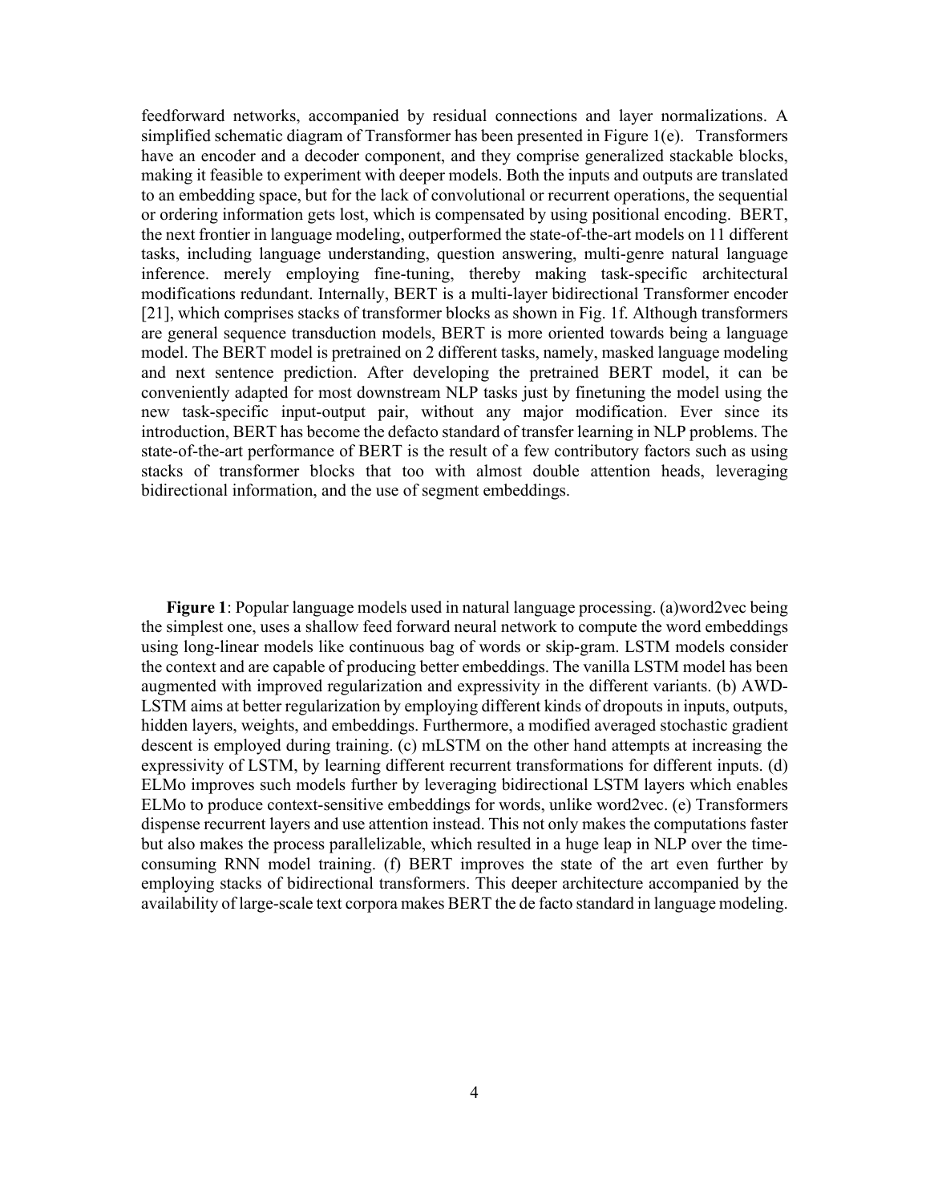feedforward networks, accompanied by residual connections and layer normalizations. A simplified schematic diagram of Transformer has been presented in Figure 1(e). Transformers have an encoder and a decoder component, and they comprise generalized stackable blocks, making it feasible to experiment with deeper models. Both the inputs and outputs are translated to an embedding space, but for the lack of convolutional or recurrent operations, the sequential or ordering information gets lost, which is compensated by using positional encoding. BERT, the next frontier in language modeling, outperformed the state-of-the-art models on 11 different tasks, including language understanding, question answering, multi-genre natural language inference. merely employing fine-tuning, thereby making task-specific architectural modifications redundant. Internally, BERT is a multi-layer bidirectional Transformer encoder [21], which comprises stacks of transformer blocks as shown in Fig. 1f. Although transformers are general sequence transduction models, BERT is more oriented towards being a language model. The BERT model is pretrained on 2 different tasks, namely, masked language modeling and next sentence prediction. After developing the pretrained BERT model, it can be conveniently adapted for most downstream NLP tasks just by finetuning the model using the new task-specific input-output pair, without any major modification. Ever since its introduction, BERT has become the defacto standard of transfer learning in NLP problems. The state-of-the-art performance of BERT is the result of a few contributory factors such as using stacks of transformer blocks that too with almost double attention heads, leveraging bidirectional information, and the use of segment embeddings.

**Figure 1**: Popular language models used in natural language processing. (a)word2vec being the simplest one, uses a shallow feed forward neural network to compute the word embeddings using long-linear models like continuous bag of words or skip-gram. LSTM models consider the context and are capable of producing better embeddings. The vanilla LSTM model has been augmented with improved regularization and expressivity in the different variants. (b) AWD-LSTM aims at better regularization by employing different kinds of dropouts in inputs, outputs, hidden layers, weights, and embeddings. Furthermore, a modified averaged stochastic gradient descent is employed during training. (c) mLSTM on the other hand attempts at increasing the expressivity of LSTM, by learning different recurrent transformations for different inputs. (d) ELMo improves such models further by leveraging bidirectional LSTM layers which enables ELMo to produce context-sensitive embeddings for words, unlike word2vec. (e) Transformers dispense recurrent layers and use attention instead. This not only makes the computations faster but also makes the process parallelizable, which resulted in a huge leap in NLP over the time-consuming RNN model training. (f) BERT improves the state of the art even further by employing stacks of bidirectional transformers. This deeper architecture accompanied by the availability of large-scale text corpora makes BERT the de facto standard in language modeling.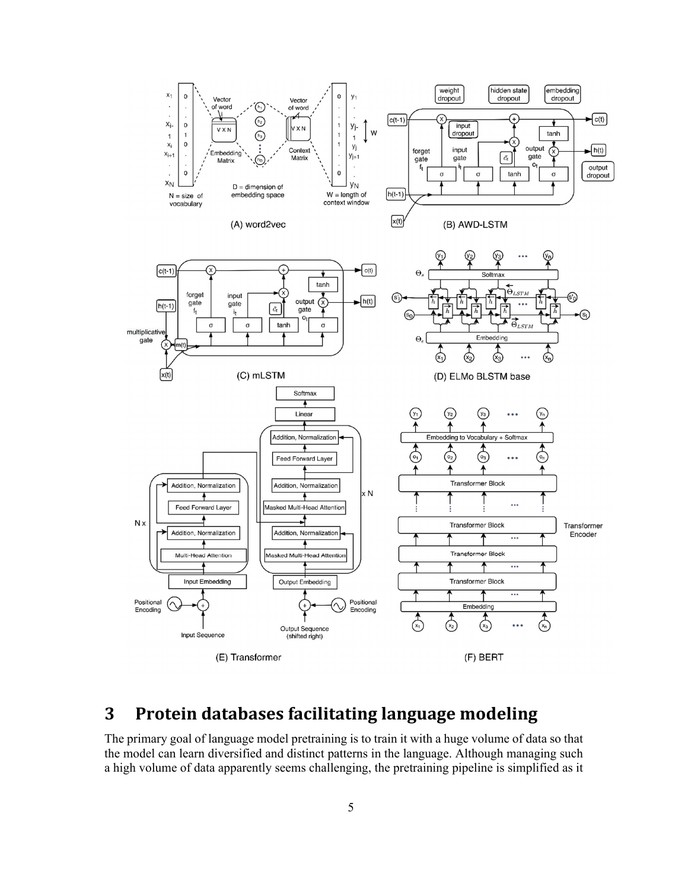(A) word2vec

(B) AWD-LSTM

(C) mLSTM

(D) ELMo BLSTM base

(E) Transformer

(F) BERT

# 3 Protein databases facilitating language modeling

The primary goal of language model pretraining is to train it with a huge volume of data so that the model can learn diversified and distinct patterns in the language. Although managing such a high volume of data apparently seems challenging, the pretraining pipeline is simplified as it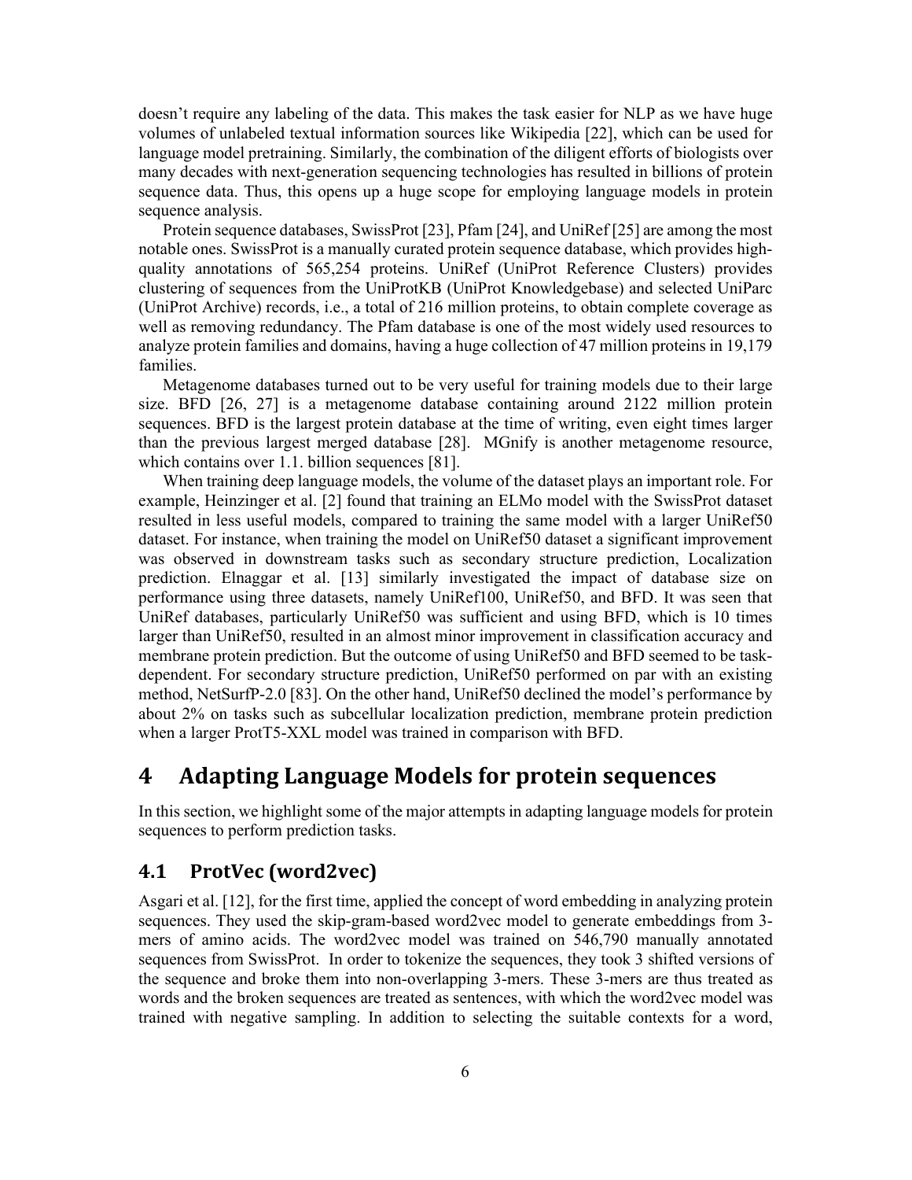doesn't require any labeling of the data. This makes the task easier for NLP as we have huge volumes of unlabeled textual information sources like Wikipedia [22], which can be used for language model pretraining. Similarly, the combination of the diligent efforts of biologists over many decades with next-generation sequencing technologies has resulted in billions of protein sequence data. Thus, this opens up a huge scope for employing language models in protein sequence analysis.

Protein sequence databases, SwissProt [23], Pfam [24], and UniRef [25] are among the most notable ones. SwissProt is a manually curated protein sequence database, which provides high-quality annotations of 565,254 proteins. UniRef (UniProt Reference Clusters) provides clustering of sequences from the UniProtKB (UniProt Knowledgebase) and selected UniParc (UniProt Archive) records, i.e., a total of 216 million proteins, to obtain complete coverage as well as removing redundancy. The Pfam database is one of the most widely used resources to analyze protein families and domains, having a huge collection of 47 million proteins in 19,179 families.

Metagenome databases turned out to be very useful for training models due to their large size. BFD [26, 27] is a metagenome database containing around 2122 million protein sequences. BFD is the largest protein database at the time of writing, even eight times larger than the previous largest merged database [28]. MGnify is another metagenome resource, which contains over 1.1. billion sequences [81].

When training deep language models, the volume of the dataset plays an important role. For example, Heinzinger et al. [2] found that training an ELMo model with the SwissProt dataset resulted in less useful models, compared to training the same model with a larger UniRef50 dataset. For instance, when training the model on UniRef50 dataset a significant improvement was observed in downstream tasks such as secondary structure prediction, Localization prediction. Elnaggar et al. [13] similarly investigated the impact of database size on performance using three datasets, namely UniRef100, UniRef50, and BFD. It was seen that UniRef databases, particularly UniRef50 was sufficient and using BFD, which is 10 times larger than UniRef50, resulted in an almost minor improvement in classification accuracy and membrane protein prediction. But the outcome of using UniRef50 and BFD seemed to be task-dependent. For secondary structure prediction, UniRef50 performed on par with an existing method, NetSurfP-2.0 [83]. On the other hand, UniRef50 declined the model's performance by about 2% on tasks such as subcellular localization prediction, membrane protein prediction when a larger ProtT5-XXL model was trained in comparison with BFD.

# 4 Adapting Language Models for protein sequences

In this section, we highlight some of the major attempts in adapting language models for protein sequences to perform prediction tasks.

## 4.1 ProtVec (word2vec)

Asgari et al. [12], for the first time, applied the concept of word embedding in analyzing protein sequences. They used the skip-gram-based word2vec model to generate embeddings from 3-mers of amino acids. The word2vec model was trained on 546,790 manually annotated sequences from SwissProt. In order to tokenize the sequences, they took 3 shifted versions of the sequence and broke them into non-overlapping 3-mers. These 3-mers are thus treated as words and the broken sequences are treated as sentences, with which the word2vec model was trained with negative sampling. In addition to selecting the suitable contexts for a word,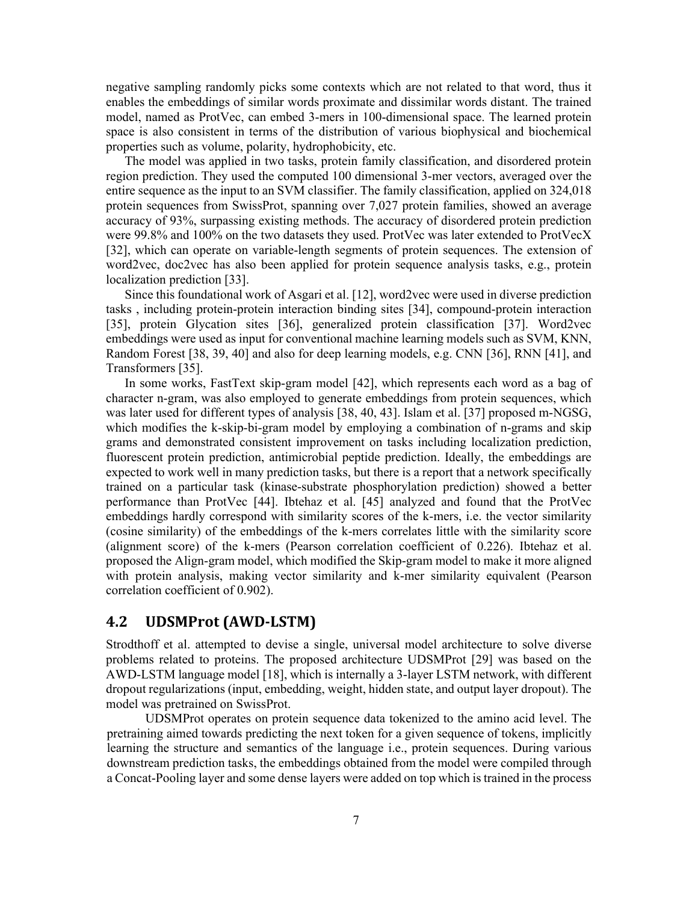negative sampling randomly picks some contexts which are not related to that word, thus it enables the embeddings of similar words proximate and dissimilar words distant. The trained model, named as ProtVec, can embed 3-mers in 100-dimensional space. The learned protein space is also consistent in terms of the distribution of various biophysical and biochemical properties such as volume, polarity, hydrophobicity, etc.

The model was applied in two tasks, protein family classification, and disordered protein region prediction. They used the computed 100 dimensional 3-mer vectors, averaged over the entire sequence as the input to an SVM classifier. The family classification, applied on 324,018 protein sequences from SwissProt, spanning over 7,027 protein families, showed an average accuracy of 93%, surpassing existing methods. The accuracy of disordered protein prediction were 99.8% and 100% on the two datasets they used. ProtVec was later extended to ProtVecX [32], which can operate on variable-length segments of protein sequences. The extension of word2vec, doc2vec has also been applied for protein sequence analysis tasks, e.g., protein localization prediction [33].

Since this foundational work of Asgari et al. [12], word2vec were used in diverse prediction tasks , including protein-protein interaction binding sites [34], compound-protein interaction [35], protein Glycation sites [36], generalized protein classification [37]. Word2vec embeddings were used as input for conventional machine learning models such as SVM, KNN, Random Forest [38, 39, 40] and also for deep learning models, e.g. CNN [36], RNN [41], and Transformers [35].

In some works, FastText skip-gram model [42], which represents each word as a bag of character n-gram, was also employed to generate embeddings from protein sequences, which was later used for different types of analysis [38, 40, 43]. Islam et al. [37] proposed m-NGSG, which modifies the k-skip-bi-gram model by employing a combination of n-grams and skip grams and demonstrated consistent improvement on tasks including localization prediction, fluorescent protein prediction, antimicrobial peptide prediction. Ideally, the embeddings are expected to work well in many prediction tasks, but there is a report that a network specifically trained on a particular task (kinase-substrate phosphorylation prediction) showed a better performance than ProtVec [44]. Ibtehaz et al. [45] analyzed and found that the ProtVec embeddings hardly correspond with similarity scores of the k-mers, i.e. the vector similarity (cosine similarity) of the embeddings of the k-mers correlates little with the similarity score (alignment score) of the k-mers (Pearson correlation coefficient of 0.226). Ibtehaz et al. proposed the Align-gram model, which modified the Skip-gram model to make it more aligned with protein analysis, making vector similarity and k-mer similarity equivalent (Pearson correlation coefficient of 0.902).

## 4.2 UDSMProt (AWD-LSTM)

Strodthoff et al. attempted to devise a single, universal model architecture to solve diverse problems related to proteins. The proposed architecture UDSMProt [29] was based on the AWD-LSTM language model [18], which is internally a 3-layer LSTM network, with different dropout regularizations (input, embedding, weight, hidden state, and output layer dropout). The model was pretrained on SwissProt.

UDSMProt operates on protein sequence data tokenized to the amino acid level. The pretraining aimed towards predicting the next token for a given sequence of tokens, implicitly learning the structure and semantics of the language i.e., protein sequences. During various downstream prediction tasks, the embeddings obtained from the model were compiled through a Concat-Pooling layer and some dense layers were added on top which is trained in the process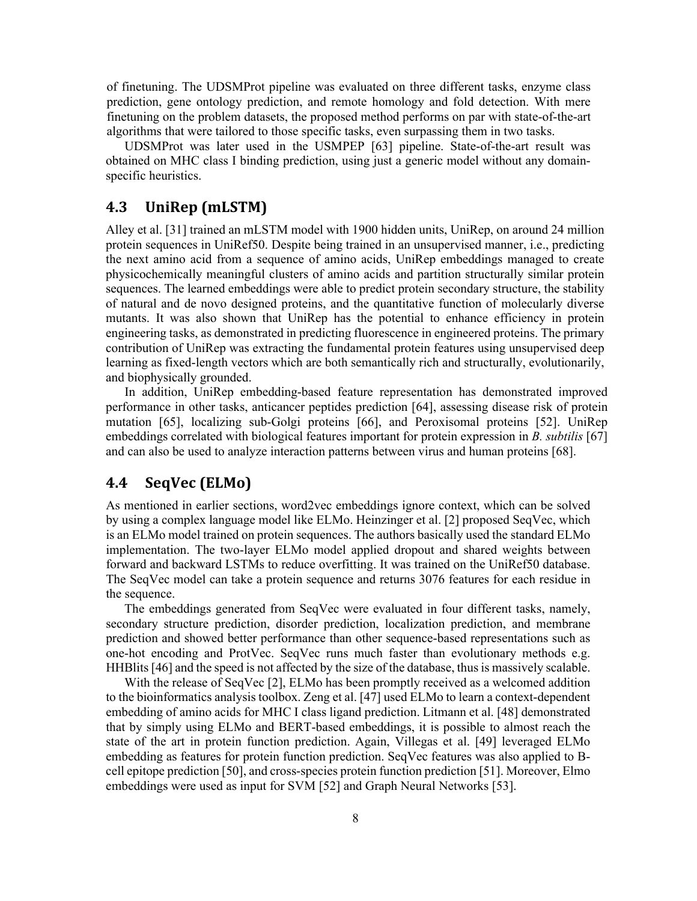of finetuning. The UDSMProt pipeline was evaluated on three different tasks, enzyme class prediction, gene ontology prediction, and remote homology and fold detection. With mere finetuning on the problem datasets, the proposed method performs on par with state-of-the-art algorithms that were tailored to those specific tasks, even surpassing them in two tasks.

UDSMProt was later used in the USMPEP [63] pipeline. State-of-the-art result was obtained on MHC class I binding prediction, using just a generic model without any domain-specific heuristics.

## 4.3 UniRep (mLSTM)

Alley et al. [31] trained an mLSTM model with 1900 hidden units, UniRep, on around 24 million protein sequences in UniRef50. Despite being trained in an unsupervised manner, i.e., predicting the next amino acid from a sequence of amino acids, UniRep embeddings managed to create physicochemically meaningful clusters of amino acids and partition structurally similar protein sequences. The learned embeddings were able to predict protein secondary structure, the stability of natural and de novo designed proteins, and the quantitative function of molecularly diverse mutants. It was also shown that UniRep has the potential to enhance efficiency in protein engineering tasks, as demonstrated in predicting fluorescence in engineered proteins. The primary contribution of UniRep was extracting the fundamental protein features using unsupervised deep learning as fixed-length vectors which are both semantically rich and structurally, evolutionarily, and biophysically grounded.

In addition, UniRep embedding-based feature representation has demonstrated improved performance in other tasks, anticancer peptides prediction [64], assessing disease risk of protein mutation [65], localizing sub-Golgi proteins [66], and Peroxisomal proteins [52]. UniRep embeddings correlated with biological features important for protein expression in *B. subtilis* [67] and can also be used to analyze interaction patterns between virus and human proteins [68].

## 4.4 SeqVec (ELMo)

As mentioned in earlier sections, word2vec embeddings ignore context, which can be solved by using a complex language model like ELMo. Heinzinger et al. [2] proposed SeqVec, which is an ELMo model trained on protein sequences. The authors basically used the standard ELMo implementation. The two-layer ELMo model applied dropout and shared weights between forward and backward LSTMs to reduce overfitting. It was trained on the UniRef50 database. The SeqVec model can take a protein sequence and returns 3076 features for each residue in the sequence.

The embeddings generated from SeqVec were evaluated in four different tasks, namely, secondary structure prediction, disorder prediction, localization prediction, and membrane prediction and showed better performance than other sequence-based representations such as one-hot encoding and ProtVec. SeqVec runs much faster than evolutionary methods e.g. HHBlits [46] and the speed is not affected by the size of the database, thus is massively scalable.

With the release of SeqVec [2], ELMo has been promptly received as a welcomed addition to the bioinformatics analysis toolbox. Zeng et al. [47] used ELMo to learn a context-dependent embedding of amino acids for MHC I class ligand prediction. Litmann et al. [48] demonstrated that by simply using ELMo and BERT-based embeddings, it is possible to almost reach the state of the art in protein function prediction. Again, Villegas et al. [49] leveraged ELMo embedding as features for protein function prediction. SeqVec features was also applied to B-cell epitope prediction [50], and cross-species protein function prediction [51]. Moreover, Elmo embeddings were used as input for SVM [52] and Graph Neural Networks [53].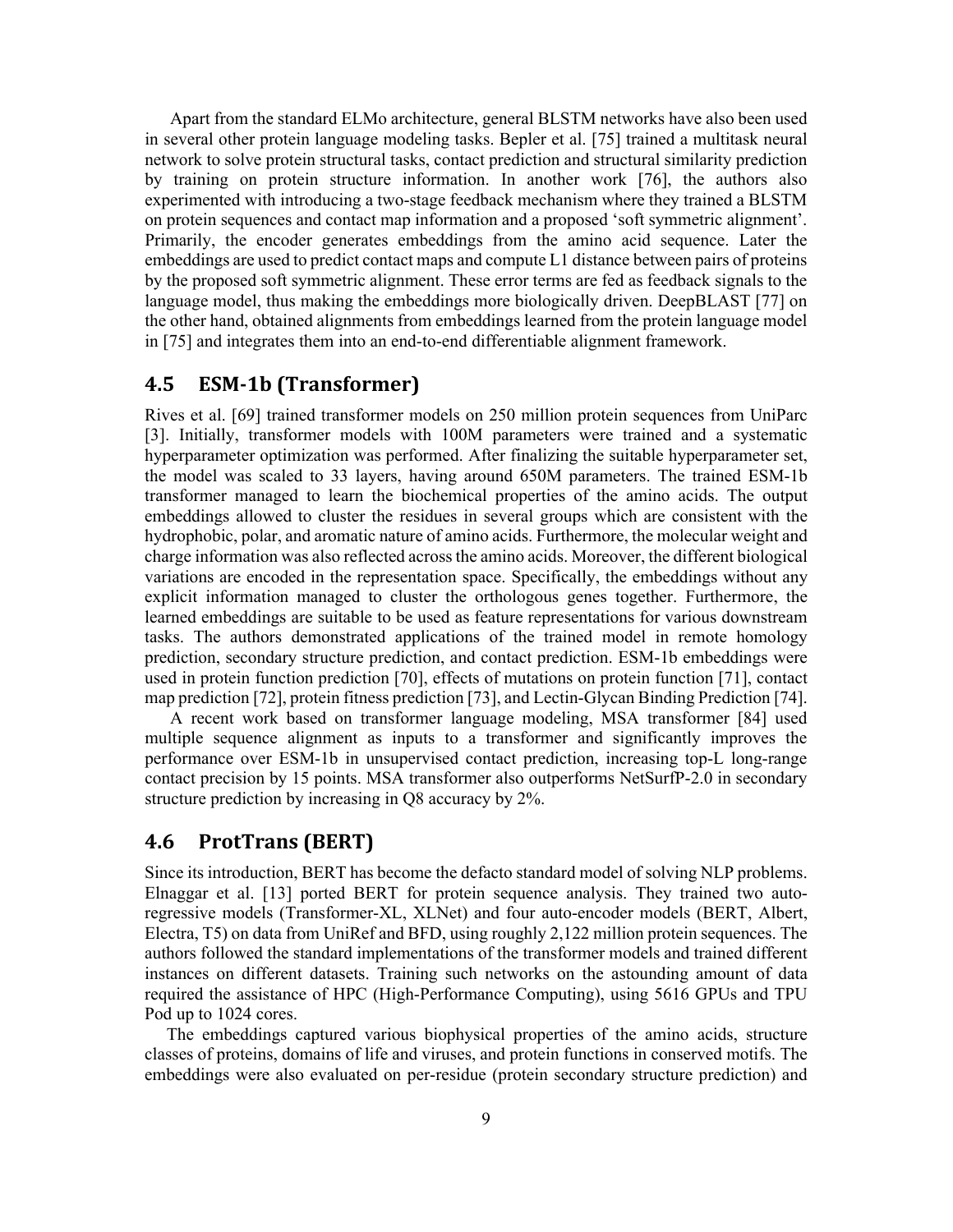Apart from the standard ELMo architecture, general BLSTM networks have also been used in several other protein language modeling tasks. Bepler et al. [75] trained a multitask neural network to solve protein structural tasks, contact prediction and structural similarity prediction by training on protein structure information. In another work [76], the authors also experimented with introducing a two-stage feedback mechanism where they trained a BLSTM on protein sequences and contact map information and a proposed 'soft symmetric alignment'. Primarily, the encoder generates embeddings from the amino acid sequence. Later the embeddings are used to predict contact maps and compute L1 distance between pairs of proteins by the proposed soft symmetric alignment. These error terms are fed as feedback signals to the language model, thus making the embeddings more biologically driven. DeepBLAST [77] on the other hand, obtained alignments from embeddings learned from the protein language model in [75] and integrates them into an end-to-end differentiable alignment framework.

## 4.5 ESM-1b (Transformer)

Rives et al. [69] trained transformer models on 250 million protein sequences from UniParc [3]. Initially, transformer models with 100M parameters were trained and a systematic hyperparameter optimization was performed. After finalizing the suitable hyperparameter set, the model was scaled to 33 layers, having around 650M parameters. The trained ESM-1b transformer managed to learn the biochemical properties of the amino acids. The output embeddings allowed to cluster the residues in several groups which are consistent with the hydrophobic, polar, and aromatic nature of amino acids. Furthermore, the molecular weight and charge information was also reflected across the amino acids. Moreover, the different biological variations are encoded in the representation space. Specifically, the embeddings without any explicit information managed to cluster the orthologous genes together. Furthermore, the learned embeddings are suitable to be used as feature representations for various downstream tasks. The authors demonstrated applications of the trained model in remote homology prediction, secondary structure prediction, and contact prediction. ESM-1b embeddings were used in protein function prediction [70], effects of mutations on protein function [71], contact map prediction [72], protein fitness prediction [73], and Lectin-Glycan Binding Prediction [74].

A recent work based on transformer language modeling, MSA transformer [84] used multiple sequence alignment as inputs to a transformer and significantly improves the performance over ESM-1b in unsupervised contact prediction, increasing top-L long-range contact precision by 15 points. MSA transformer also outperforms NetSurfP-2.0 in secondary structure prediction by increasing in Q8 accuracy by 2%.

## 4.6 ProtTrans (BERT)

Since its introduction, BERT has become the defacto standard model of solving NLP problems. Elnaggar et al. [13] ported BERT for protein sequence analysis. They trained two auto-regressive models (Transformer-XL, XLNet) and four auto-encoder models (BERT, Albert, Electra, T5) on data from UniRef and BFD, using roughly 2,122 million protein sequences. The authors followed the standard implementations of the transformer models and trained different instances on different datasets. Training such networks on the astounding amount of data required the assistance of HPC (High-Performance Computing), using 5616 GPUs and TPU Pod up to 1024 cores.

The embeddings captured various biophysical properties of the amino acids, structure classes of proteins, domains of life and viruses, and protein functions in conserved motifs. The embeddings were also evaluated on per-residue (protein secondary structure prediction) and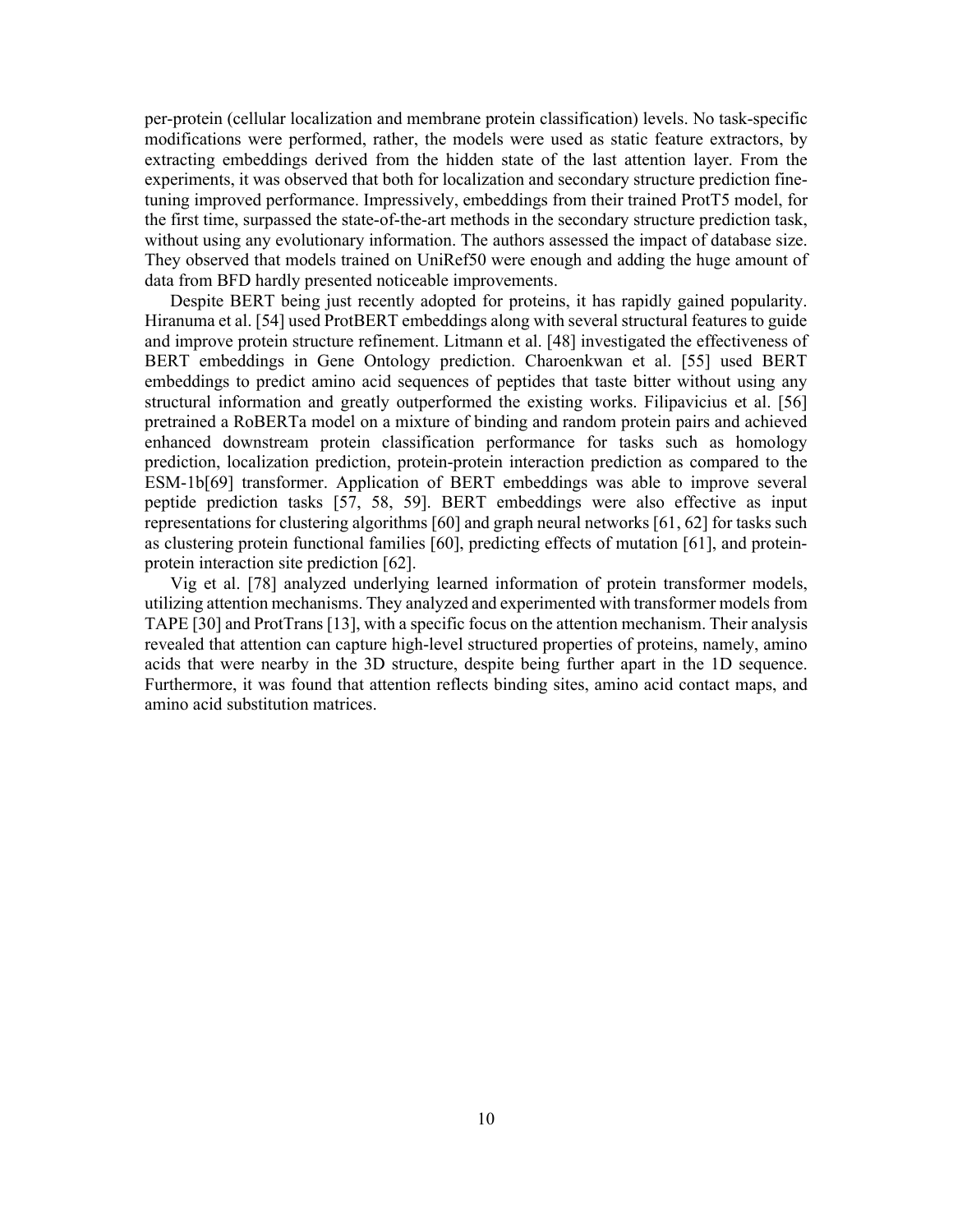per-protein (cellular localization and membrane protein classification) levels. No task-specific modifications were performed, rather, the models were used as static feature extractors, by extracting embeddings derived from the hidden state of the last attention layer. From the experiments, it was observed that both for localization and secondary structure prediction fine-tuning improved performance. Impressively, embeddings from their trained ProtT5 model, for the first time, surpassed the state-of-the-art methods in the secondary structure prediction task, without using any evolutionary information. The authors assessed the impact of database size. They observed that models trained on UniRef50 were enough and adding the huge amount of data from BFD hardly presented noticeable improvements.

Despite BERT being just recently adopted for proteins, it has rapidly gained popularity. Hiranuma et al. [54] used ProtBERT embeddings along with several structural features to guide and improve protein structure refinement. Litmann et al. [48] investigated the effectiveness of BERT embeddings in Gene Ontology prediction. Charoenkwan et al. [55] used BERT embeddings to predict amino acid sequences of peptides that taste bitter without using any structural information and greatly outperformed the existing works. Filipavicius et al. [56] pretrained a RoBERTa model on a mixture of binding and random protein pairs and achieved enhanced downstream protein classification performance for tasks such as homology prediction, localization prediction, protein-protein interaction prediction as compared to the ESM-1b[69] transformer. Application of BERT embeddings was able to improve several peptide prediction tasks [57, 58, 59]. BERT embeddings were also effective as input representations for clustering algorithms [60] and graph neural networks [61, 62] for tasks such as clustering protein functional families [60], predicting effects of mutation [61], and protein-protein interaction site prediction [62].

Vig et al. [78] analyzed underlying learned information of protein transformer models, utilizing attention mechanisms. They analyzed and experimented with transformer models from TAPE [30] and ProtTrans [13], with a specific focus on the attention mechanism. Their analysis revealed that attention can capture high-level structured properties of proteins, namely, amino acids that were nearby in the 3D structure, despite being further apart in the 1D sequence. Furthermore, it was found that attention reflects binding sites, amino acid contact maps, and amino acid substitution matrices.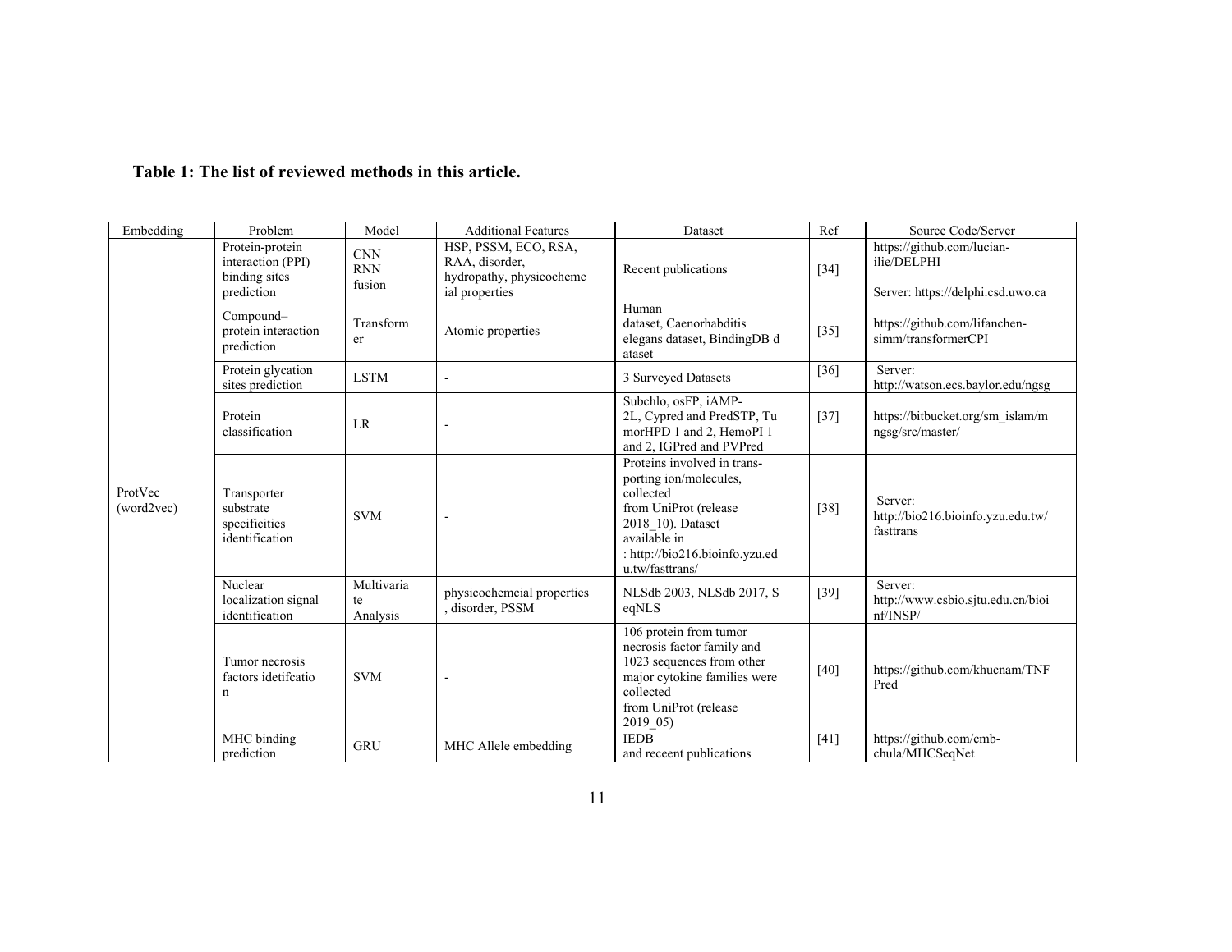**Table 1: The list of reviewed methods in this article.**

| Embedding | Problem | Model | Additional Features | Dataset | Ref | Source Code/Server |
|---|---|---|---|---|---|---|
| ProtVec (word2vec) | Protein-protein interaction (PPI) binding sites prediction | CNN RNN fusion | HSP, PSSM, ECO, RSA, RAA, disorder, hydropathy, physicochemcial properties | Recent publications | [34] | https://github.com/lucian-ilie/DELPHI<br><br>Server: https://delphi.csd.uwo.ca |
| | Compound–protein interaction prediction | Transformer | Atomic properties | Human dataset, Caenorhabditis elegans dataset, BindingDB dataset | [35] | https://github.com/lifanchen-simm/transformerCPI |
| | Protein glycation sites prediction | LSTM | - | 3 Surveyed Datasets | [36] | Server: http://watson.ecs.baylor.edu/ngsg |
| | Protein classification | LR | - | Subchlo, osFP, iAMP-2L, Cypred and PredSTP, TumorHPD 1 and 2, HemoPI 1 and 2, IGPred and PVPred | [37] | https://bitbucket.org/sm_islam/mngsg/src/master/ |
| | Transporter substrate specificities identification | SVM | - | Proteins involved in trans-porting ion/molecules, collected from UniProt (release 2018_10). Dataset available in : http://bio216.bioinfo.yzu.edu.tw/fasttrans/ | [38] | Server: http://bio216.bioinfo.yzu.edu.tw/fasttrans |
| | Nuclear localization signal identification | Multivariate Analysis | physicochemcial properties , disorder, PSSM | NLSdb 2003, NLSdb 2017, SeqNLS | [39] | Server: http://www.csbio.sjtu.edu.cn/bioinf/INSP/ |
| | Tumor necrosis factors idetifcation | SVM | - | 106 protein from tumor necrosis factor family and 1023 sequences from other major cytokine families were collected from UniProt (release 2019_05) | [40] | https://github.com/khucnam/TNFPred |
| | MHC binding prediction | GRU | MHC Allele embedding | IEDB and receent publications | [41] | https://github.com/cmb-chula/MHCSeqNet |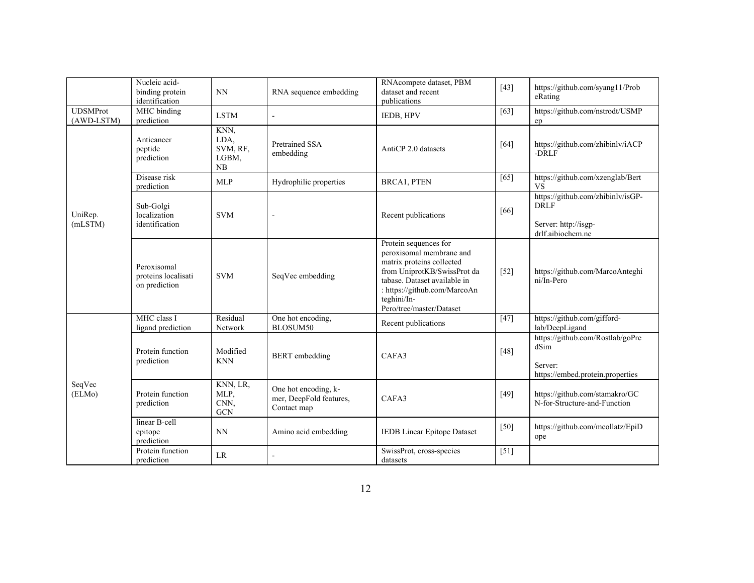| | | | | | | |
|---|---|---|---|---|---|---|
| | Nucleic acid-binding protein identification | NN | RNA sequence embedding | RNAcompete dataset, PBM dataset and recent publications | [43] | https://github.com/syang11/ProbeRating |
| UDSMProt (AWD-LSTM) | MHC binding prediction | LSTM | - | IEDB, HPV | [63] | https://github.com/nstrodt/USMPep |
| UniRep. (mLSTM) | Anticancer peptide prediction | KNN, LDA, SVM, RF, LGBM, NB | Pretrained SSA embedding | AntiCP 2.0 datasets | [64] | https://github.com/zhibinlv/iACP-DRLF |
| | Disease risk prediction | MLP | Hydrophilic properties | BRCA1, PTEN | [65] | https://github.com/xzenglab/BertVS |
| | Sub-Golgi localization identification | SVM | - | Recent publications | [66] | https://github.com/zhibinlv/isGP-DRLF<br><br>Server: http://isgp-drlf.aibiochem.ne |
| | Peroxisomal proteins localisation prediction | SVM | SeqVec embedding | Protein sequences for peroxisomal membrane and matrix proteins collected from UniprotKB/SwissProt database. Dataset available in : https://github.com/MarcoAnteghini/In-Pero/tree/master/Dataset | [52] | https://github.com/MarcoAnteghini/In-Pero |
| SeqVec (ELMo) | MHC class I ligand prediction | Residual Network | One hot encoding, BLOSUM50 | Recent publications | [47] | https://github.com/gifford-lab/DeepLigand |
| | Protein function prediction | Modified KNN | BERT embedding | CAFA3 | [48] | https://github.com/Rostlab/goPredSim<br><br>Server: https://embed.protein.properties |
| | Protein function prediction | KNN, LR, MLP, CNN, GCN | One hot encoding, k-mer, DeepFold features, Contact map | CAFA3 | [49] | https://github.com/stamakro/GCN-for-Structure-and-Function |
| | linear B-cell epitope prediction | NN | Amino acid embedding | IEDB Linear Epitope Dataset | [50] | https://github.com/mcollatz/EpiDope |
| | Protein function prediction | LR | - | SwissProt, cross-species datasets | [51] | |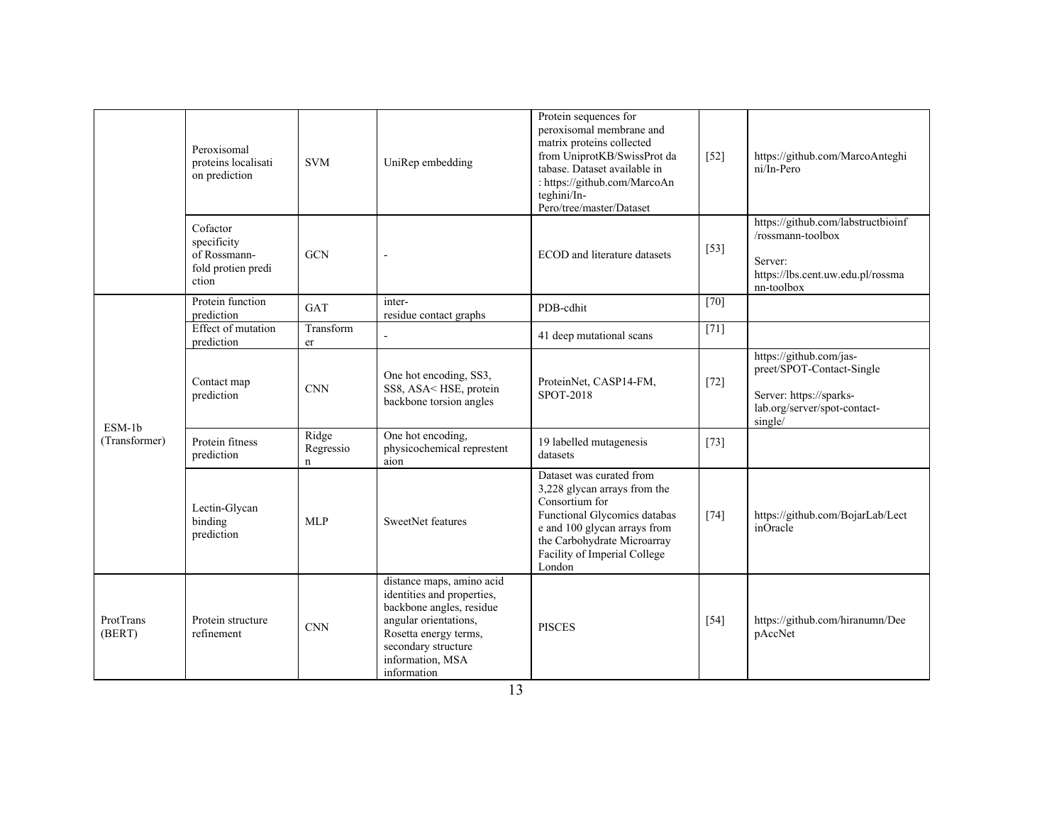| | | | | | | |
|---|---|---|---|---|---|---|
| | Peroxisomal proteins localisation prediction | SVM | UniRep embedding | Protein sequences for peroxisomal membrane and matrix proteins collected from UniprotKB/SwissProt database. Dataset available in : https://github.com/MarcoAnteghini/In-Pero/tree/master/Dataset | [52] | https://github.com/MarcoAnteghini/In-Pero |
| | Cofactor specificity of Rossmann-fold protien prediction | GCN | - | ECOD and literature datasets | [53] | https://github.com/labstructbioinf/rossmann-toolbox<br><br>Server: https://lbs.cent.uw.edu.pl/rossmann-toolbox |
| ESM-1b (Transformer) | Protein function prediction | GAT | inter-residue contact graphs | PDB-cdhit | [70] | |
| | Effect of mutation prediction | Transformer | - | 41 deep mutational scans | [71] | |
| | Contact map prediction | CNN | One hot encoding, SS3, SS8, ASA< HSE, protein backbone torsion angles | ProteinNet, CASP14-FM, SPOT-2018 | [72] | https://github.com/jas-preet/SPOT-Contact-Single<br><br>Server: https://sparks-lab.org/server/spot-contact-single/ |
| | Protein fitness prediction | Ridge Regression | One hot encoding, physicochemical represent aion | 19 labelled mutagenesis datasets | [73] | |
| | Lectin-Glycan binding prediction | MLP | SweetNet features | Dataset was curated from 3,228 glycan arrays from the Consortium for Functional Glycomics database and 100 glycan arrays from the Carbohydrate Microarray Facility of Imperial College London | [74] | https://github.com/BojarLab/LectinOracle |
| ProtTrans (BERT) | Protein structure refinement | CNN | distance maps, amino acid identities and properties, backbone angles, residue angular orientations, Rosetta energy terms, secondary structure information, MSA information | PISCES | [54] | https://github.com/hiranumn/DeepAccNet |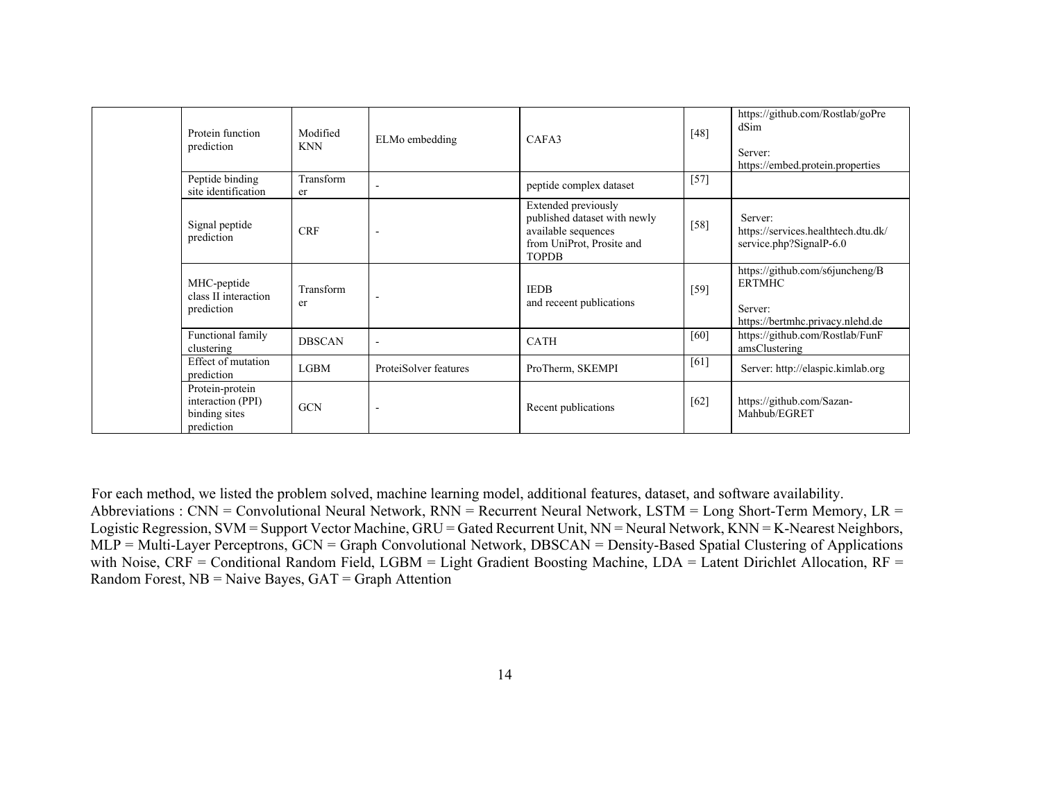| | | | | | | |
|---|---|---|---|---|---|---|
| | Protein function prediction | Modified KNN | ELMo embedding | CAFA3 | [48] | https://github.com/Rostlab/goPredSim<br><br>Server:<br>https://embed.protein.properties |
| | Peptide binding site identification | Transformer | - | peptide complex dataset | [57] | |
| | Signal peptide prediction | CRF | - | Extended previously published dataset with newly available sequences from UniProt, Prosite and TOPDB | [58] | Server:<br>https://services.healthtech.dtu.dk/service.php?SignalP-6.0 |
| | MHC-peptide class II interaction prediction | Transformer | - | IEDB and receent publications | [59] | https://github.com/s6juncheng/BERTMHC<br><br>Server:<br>https://bertmhc.privacy.nlehd.de |
| | Functional family clustering | DBSCAN | - | CATH | [60] | https://github.com/Rostlab/FunFamsClustering |
| | Effect of mutation prediction | LGBM | ProteiSolver features | ProTherm, SKEMPI | [61] | Server: http://elaspic.kimlab.org |
| | Protein-protein interaction (PPI) binding sites prediction | GCN | - | Recent publications | [62] | https://github.com/Sazan-Mahbub/EGRET |

For each method, we listed the problem solved, machine learning model, additional features, dataset, and software availability.
Abbreviations : CNN = Convolutional Neural Network, RNN = Recurrent Neural Network, LSTM = Long Short-Term Memory, LR = Logistic Regression, SVM = Support Vector Machine, GRU = Gated Recurrent Unit, NN = Neural Network, KNN = K-Nearest Neighbors, MLP = Multi-Layer Perceptrons, GCN = Graph Convolutional Network, DBSCAN = Density-Based Spatial Clustering of Applications with Noise, CRF = Conditional Random Field, LGBM = Light Gradient Boosting Machine, LDA = Latent Dirichlet Allocation, RF = Random Forest, NB = Naive Bayes, GAT = Graph Attention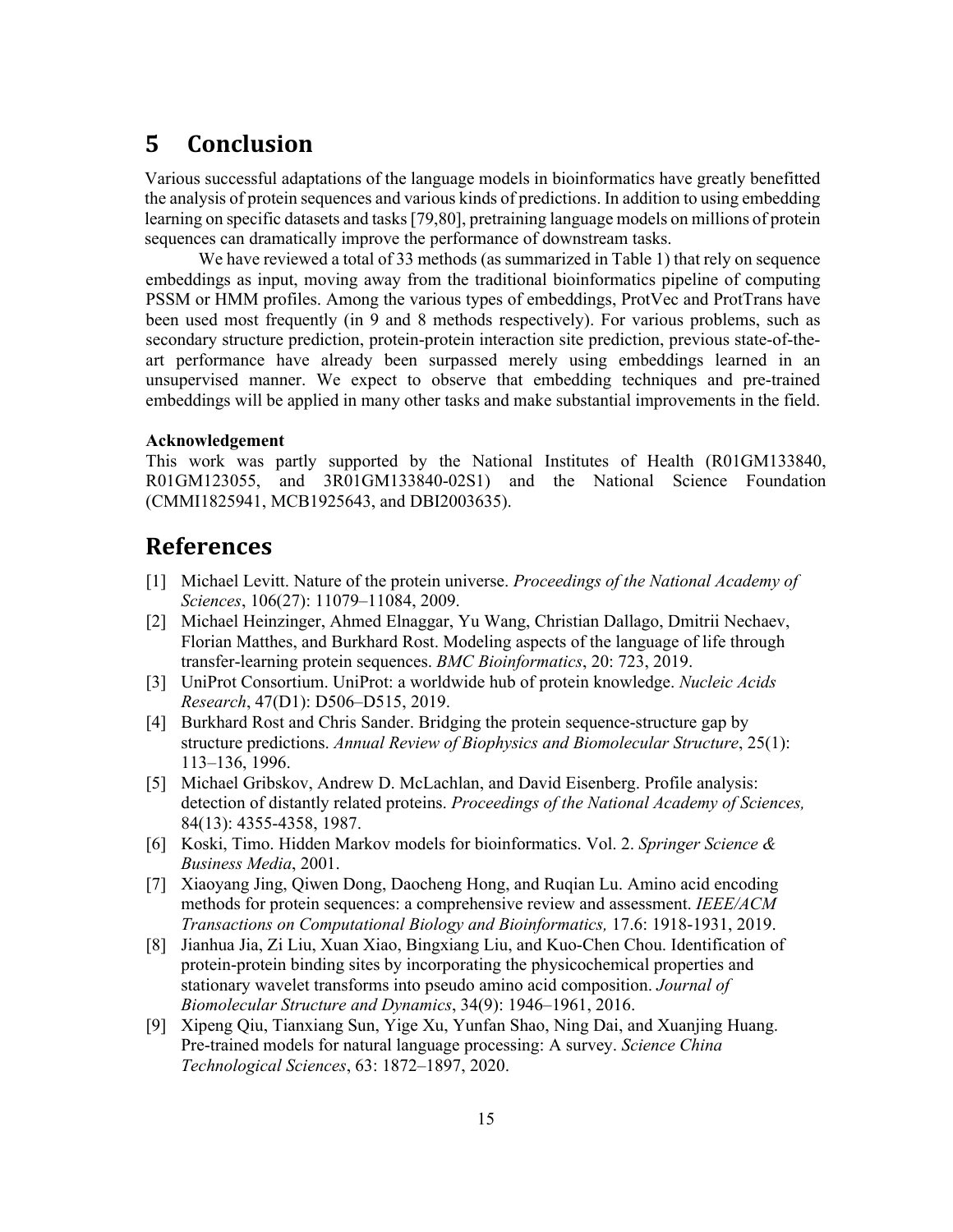# 5 Conclusion

Various successful adaptations of the language models in bioinformatics have greatly benefitted the analysis of protein sequences and various kinds of predictions. In addition to using embedding learning on specific datasets and tasks [79,80], pretraining language models on millions of protein sequences can dramatically improve the performance of downstream tasks.

We have reviewed a total of 33 methods (as summarized in Table 1) that rely on sequence embeddings as input, moving away from the traditional bioinformatics pipeline of computing PSSM or HMM profiles. Among the various types of embeddings, ProtVec and ProtTrans have been used most frequently (in 9 and 8 methods respectively). For various problems, such as secondary structure prediction, protein-protein interaction site prediction, previous state-of-the-art performance have already been surpassed merely using embeddings learned in an unsupervised manner. We expect to observe that embedding techniques and pre-trained embeddings will be applied in many other tasks and make substantial improvements in the field.

**Acknowledgement**

This work was partly supported by the National Institutes of Health (R01GM133840, R01GM123055, and 3R01GM133840-02S1) and the National Science Foundation (CMMI1825941, MCB1925643, and DBI2003635).

# References

[1] Michael Levitt. Nature of the protein universe. *Proceedings of the National Academy of Sciences*, 106(27): 11079–11084, 2009.

[2] Michael Heinzinger, Ahmed Elnaggar, Yu Wang, Christian Dallago, Dmitrii Nechaev, Florian Matthes, and Burkhard Rost. Modeling aspects of the language of life through transfer-learning protein sequences. *BMC Bioinformatics*, 20: 723, 2019.

[3] UniProt Consortium. UniProt: a worldwide hub of protein knowledge. *Nucleic Acids Research*, 47(D1): D506–D515, 2019.

[4] Burkhard Rost and Chris Sander. Bridging the protein sequence-structure gap by structure predictions. *Annual Review of Biophysics and Biomolecular Structure*, 25(1): 113–136, 1996.

[5] Michael Gribskov, Andrew D. McLachlan, and David Eisenberg. Profile analysis: detection of distantly related proteins. *Proceedings of the National Academy of Sciences,* 84(13): 4355-4358, 1987.

[6] Koski, Timo. Hidden Markov models for bioinformatics. Vol. 2. *Springer Science & Business Media*, 2001.

[7] Xiaoyang Jing, Qiwen Dong, Daocheng Hong, and Ruqian Lu. Amino acid encoding methods for protein sequences: a comprehensive review and assessment. *IEEE/ACM Transactions on Computational Biology and Bioinformatics,* 17.6: 1918-1931, 2019.

[8] Jianhua Jia, Zi Liu, Xuan Xiao, Bingxiang Liu, and Kuo-Chen Chou. Identification of protein-protein binding sites by incorporating the physicochemical properties and stationary wavelet transforms into pseudo amino acid composition. *Journal of Biomolecular Structure and Dynamics*, 34(9): 1946–1961, 2016.

[9] Xipeng Qiu, Tianxiang Sun, Yige Xu, Yunfan Shao, Ning Dai, and Xuanjing Huang. Pre-trained models for natural language processing: A survey. *Science China Technological Sciences*, 63: 1872–1897, 2020.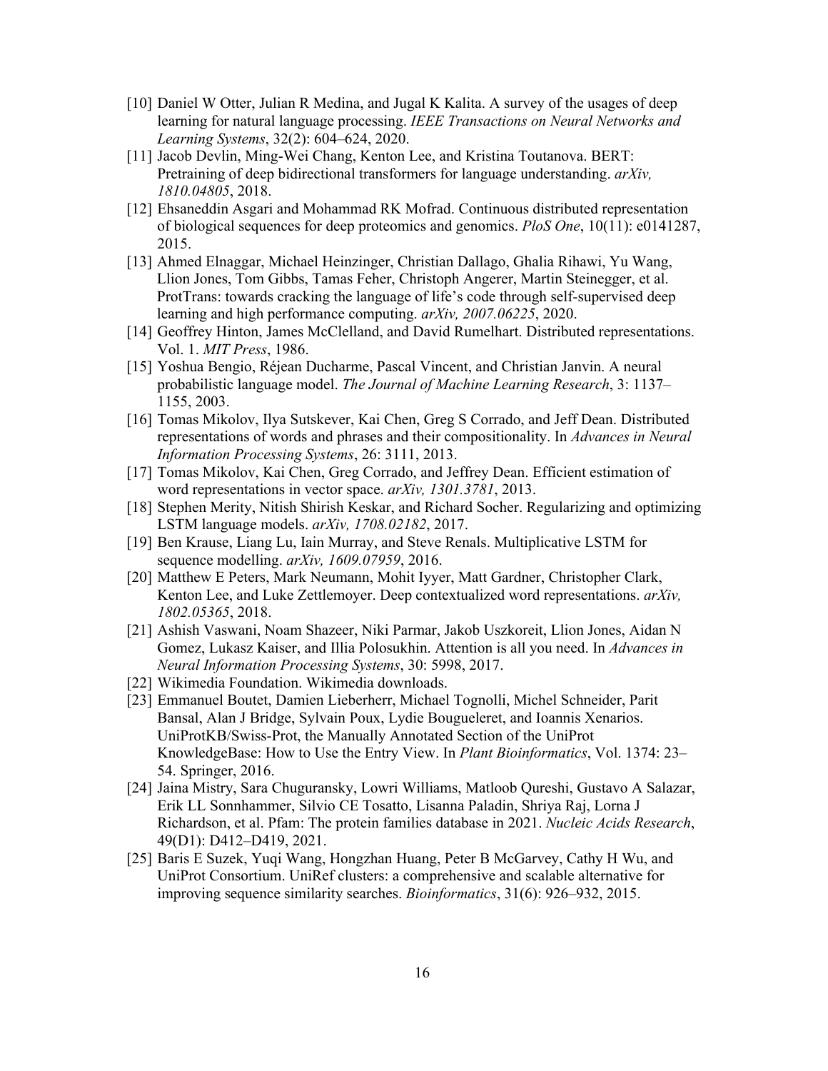[10] Daniel W Otter, Julian R Medina, and Jugal K Kalita. A survey of the usages of deep learning for natural language processing. *IEEE Transactions on Neural Networks and Learning Systems*, 32(2): 604–624, 2020.

[11] Jacob Devlin, Ming-Wei Chang, Kenton Lee, and Kristina Toutanova. BERT: Pretraining of deep bidirectional transformers for language understanding. *arXiv, 1810.04805*, 2018.

[12] Ehsaneddin Asgari and Mohammad RK Mofrad. Continuous distributed representation of biological sequences for deep proteomics and genomics. *PloS One*, 10(11): e0141287, 2015.

[13] Ahmed Elnaggar, Michael Heinzinger, Christian Dallago, Ghalia Rihawi, Yu Wang, Llion Jones, Tom Gibbs, Tamas Feher, Christoph Angerer, Martin Steinegger, et al. ProtTrans: towards cracking the language of life's code through self-supervised deep learning and high performance computing. *arXiv, 2007.06225*, 2020.

[14] Geoffrey Hinton, James McClelland, and David Rumelhart. Distributed representations. Vol. 1. *MIT Press*, 1986.

[15] Yoshua Bengio, Réjean Ducharme, Pascal Vincent, and Christian Janvin. A neural probabilistic language model. *The Journal of Machine Learning Research*, 3: 1137–1155, 2003.

[16] Tomas Mikolov, Ilya Sutskever, Kai Chen, Greg S Corrado, and Jeff Dean. Distributed representations of words and phrases and their compositionality. In *Advances in Neural Information Processing Systems*, 26: 3111, 2013.

[17] Tomas Mikolov, Kai Chen, Greg Corrado, and Jeffrey Dean. Efficient estimation of word representations in vector space. *arXiv, 1301.3781*, 2013.

[18] Stephen Merity, Nitish Shirish Keskar, and Richard Socher. Regularizing and optimizing LSTM language models. *arXiv, 1708.02182*, 2017.

[19] Ben Krause, Liang Lu, Iain Murray, and Steve Renals. Multiplicative LSTM for sequence modelling. *arXiv, 1609.07959*, 2016.

[20] Matthew E Peters, Mark Neumann, Mohit Iyyer, Matt Gardner, Christopher Clark, Kenton Lee, and Luke Zettlemoyer. Deep contextualized word representations. *arXiv, 1802.05365*, 2018.

[21] Ashish Vaswani, Noam Shazeer, Niki Parmar, Jakob Uszkoreit, Llion Jones, Aidan N Gomez, Lukasz Kaiser, and Illia Polosukhin. Attention is all you need. In *Advances in Neural Information Processing Systems*, 30: 5998, 2017.

[22] Wikimedia Foundation. Wikimedia downloads.

[23] Emmanuel Boutet, Damien Lieberherr, Michael Tognolli, Michel Schneider, Parit Bansal, Alan J Bridge, Sylvain Poux, Lydie Bougueleret, and Ioannis Xenarios. UniProtKB/Swiss-Prot, the Manually Annotated Section of the UniProt KnowledgeBase: How to Use the Entry View. In *Plant Bioinformatics*, Vol. 1374: 23–54. Springer, 2016.

[24] Jaina Mistry, Sara Chuguransky, Lowri Williams, Matloob Qureshi, Gustavo A Salazar, Erik LL Sonnhammer, Silvio CE Tosatto, Lisanna Paladin, Shriya Raj, Lorna J Richardson, et al. Pfam: The protein families database in 2021. *Nucleic Acids Research*, 49(D1): D412–D419, 2021.

[25] Baris E Suzek, Yuqi Wang, Hongzhan Huang, Peter B McGarvey, Cathy H Wu, and UniProt Consortium. UniRef clusters: a comprehensive and scalable alternative for improving sequence similarity searches. *Bioinformatics*, 31(6): 926–932, 2015.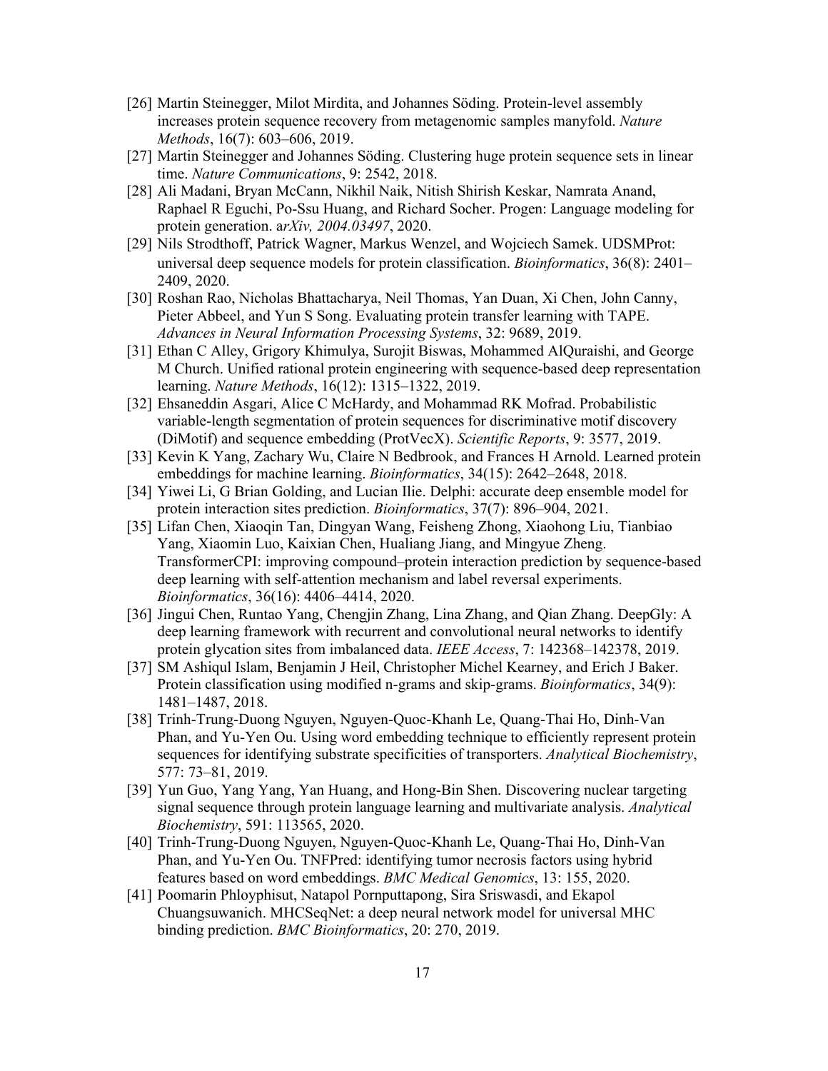[26] Martin Steinegger, Milot Mirdita, and Johannes Söding. Protein-level assembly increases protein sequence recovery from metagenomic samples manyfold. *Nature Methods*, 16(7): 603–606, 2019.

[27] Martin Steinegger and Johannes Söding. Clustering huge protein sequence sets in linear time. *Nature Communications*, 9: 2542, 2018.

[28] Ali Madani, Bryan McCann, Nikhil Naik, Nitish Shirish Keskar, Namrata Anand, Raphael R Eguchi, Po-Ssu Huang, and Richard Socher. Progen: Language modeling for protein generation. a*rXiv, 2004.03497*, 2020.

[29] Nils Strodthoff, Patrick Wagner, Markus Wenzel, and Wojciech Samek. UDSMProt: universal deep sequence models for protein classification. *Bioinformatics*, 36(8): 2401–2409, 2020.

[30] Roshan Rao, Nicholas Bhattacharya, Neil Thomas, Yan Duan, Xi Chen, John Canny, Pieter Abbeel, and Yun S Song. Evaluating protein transfer learning with TAPE. *Advances in Neural Information Processing Systems*, 32: 9689, 2019.

[31] Ethan C Alley, Grigory Khimulya, Surojit Biswas, Mohammed AlQuraishi, and George M Church. Unified rational protein engineering with sequence-based deep representation learning. *Nature Methods*, 16(12): 1315–1322, 2019.

[32] Ehsaneddin Asgari, Alice C McHardy, and Mohammad RK Mofrad. Probabilistic variable-length segmentation of protein sequences for discriminative motif discovery (DiMotif) and sequence embedding (ProtVecX). *Scientific Reports*, 9: 3577, 2019.

[33] Kevin K Yang, Zachary Wu, Claire N Bedbrook, and Frances H Arnold. Learned protein embeddings for machine learning. *Bioinformatics*, 34(15): 2642–2648, 2018.

[34] Yiwei Li, G Brian Golding, and Lucian Ilie. Delphi: accurate deep ensemble model for protein interaction sites prediction. *Bioinformatics*, 37(7): 896–904, 2021.

[35] Lifan Chen, Xiaoqin Tan, Dingyan Wang, Feisheng Zhong, Xiaohong Liu, Tianbiao Yang, Xiaomin Luo, Kaixian Chen, Hualiang Jiang, and Mingyue Zheng. TransformerCPI: improving compound–protein interaction prediction by sequence-based deep learning with self-attention mechanism and label reversal experiments. *Bioinformatics*, 36(16): 4406–4414, 2020.

[36] Jingui Chen, Runtao Yang, Chengjin Zhang, Lina Zhang, and Qian Zhang. DeepGly: A deep learning framework with recurrent and convolutional neural networks to identify protein glycation sites from imbalanced data. *IEEE Access*, 7: 142368–142378, 2019.

[37] SM Ashiqul Islam, Benjamin J Heil, Christopher Michel Kearney, and Erich J Baker. Protein classification using modified n-grams and skip-grams. *Bioinformatics*, 34(9): 1481–1487, 2018.

[38] Trinh-Trung-Duong Nguyen, Nguyen-Quoc-Khanh Le, Quang-Thai Ho, Dinh-Van Phan, and Yu-Yen Ou. Using word embedding technique to efficiently represent protein sequences for identifying substrate specificities of transporters. *Analytical Biochemistry*, 577: 73–81, 2019.

[39] Yun Guo, Yang Yang, Yan Huang, and Hong-Bin Shen. Discovering nuclear targeting signal sequence through protein language learning and multivariate analysis. *Analytical Biochemistry*, 591: 113565, 2020.

[40] Trinh-Trung-Duong Nguyen, Nguyen-Quoc-Khanh Le, Quang-Thai Ho, Dinh-Van Phan, and Yu-Yen Ou. TNFPred: identifying tumor necrosis factors using hybrid features based on word embeddings. *BMC Medical Genomics*, 13: 155, 2020.

[41] Poomarin Phloyphisut, Natapol Pornputtapong, Sira Sriswasdi, and Ekapol Chuangsuwanich. MHCSeqNet: a deep neural network model for universal MHC binding prediction. *BMC Bioinformatics*, 20: 270, 2019.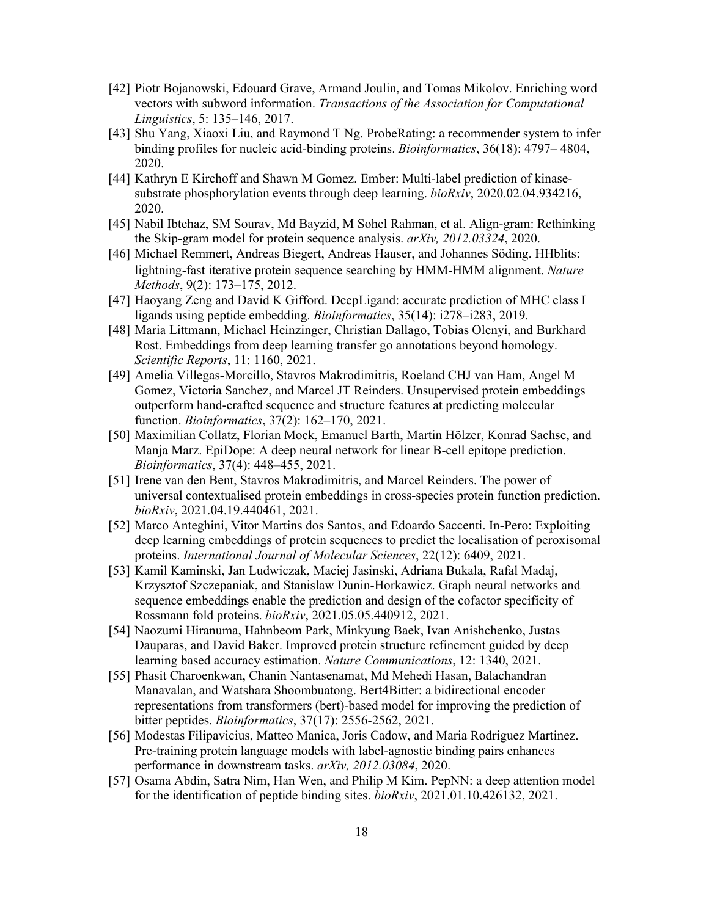[42] Piotr Bojanowski, Edouard Grave, Armand Joulin, and Tomas Mikolov. Enriching word vectors with subword information. *Transactions of the Association for Computational Linguistics*, 5: 135–146, 2017.

[43] Shu Yang, Xiaoxi Liu, and Raymond T Ng. ProbeRating: a recommender system to infer binding profiles for nucleic acid-binding proteins. *Bioinformatics*, 36(18): 4797– 4804, 2020.

[44] Kathryn E Kirchoff and Shawn M Gomez. Ember: Multi-label prediction of kinase-substrate phosphorylation events through deep learning. *bioRxiv*, 2020.02.04.934216, 2020.

[45] Nabil Ibtehaz, SM Sourav, Md Bayzid, M Sohel Rahman, et al. Align-gram: Rethinking the Skip-gram model for protein sequence analysis. *arXiv, 2012.03324*, 2020.

[46] Michael Remmert, Andreas Biegert, Andreas Hauser, and Johannes Söding. HHblits: lightning-fast iterative protein sequence searching by HMM-HMM alignment. *Nature Methods*, 9(2): 173–175, 2012.

[47] Haoyang Zeng and David K Gifford. DeepLigand: accurate prediction of MHC class I ligands using peptide embedding. *Bioinformatics*, 35(14): i278–i283, 2019.

[48] Maria Littmann, Michael Heinzinger, Christian Dallago, Tobias Olenyi, and Burkhard Rost. Embeddings from deep learning transfer go annotations beyond homology. *Scientific Reports*, 11: 1160, 2021.

[49] Amelia Villegas-Morcillo, Stavros Makrodimitris, Roeland CHJ van Ham, Angel M Gomez, Victoria Sanchez, and Marcel JT Reinders. Unsupervised protein embeddings outperform hand-crafted sequence and structure features at predicting molecular function. *Bioinformatics*, 37(2): 162–170, 2021.

[50] Maximilian Collatz, Florian Mock, Emanuel Barth, Martin Hölzer, Konrad Sachse, and Manja Marz. EpiDope: A deep neural network for linear B-cell epitope prediction. *Bioinformatics*, 37(4): 448–455, 2021.

[51] Irene van den Bent, Stavros Makrodimitris, and Marcel Reinders. The power of universal contextualised protein embeddings in cross-species protein function prediction. *bioRxiv*, 2021.04.19.440461, 2021.

[52] Marco Anteghini, Vitor Martins dos Santos, and Edoardo Saccenti. In-Pero: Exploiting deep learning embeddings of protein sequences to predict the localisation of peroxisomal proteins. *International Journal of Molecular Sciences*, 22(12): 6409, 2021.

[53] Kamil Kaminski, Jan Ludwiczak, Maciej Jasinski, Adriana Bukala, Rafal Madaj, Krzysztof Szczepaniak, and Stanislaw Dunin-Horkawicz. Graph neural networks and sequence embeddings enable the prediction and design of the cofactor specificity of Rossmann fold proteins. *bioRxiv*, 2021.05.05.440912, 2021.

[54] Naozumi Hiranuma, Hahnbeom Park, Minkyung Baek, Ivan Anishchenko, Justas Dauparas, and David Baker. Improved protein structure refinement guided by deep learning based accuracy estimation. *Nature Communications*, 12: 1340, 2021.

[55] Phasit Charoenkwan, Chanin Nantasenamat, Md Mehedi Hasan, Balachandran Manavalan, and Watshara Shoombuatong. Bert4Bitter: a bidirectional encoder representations from transformers (bert)-based model for improving the prediction of bitter peptides. *Bioinformatics*, 37(17): 2556-2562, 2021.

[56] Modestas Filipavicius, Matteo Manica, Joris Cadow, and Maria Rodriguez Martinez. Pre-training protein language models with label-agnostic binding pairs enhances performance in downstream tasks. *arXiv, 2012.03084*, 2020.

[57] Osama Abdin, Satra Nim, Han Wen, and Philip M Kim. PepNN: a deep attention model for the identification of peptide binding sites. *bioRxiv*, 2021.01.10.426132, 2021.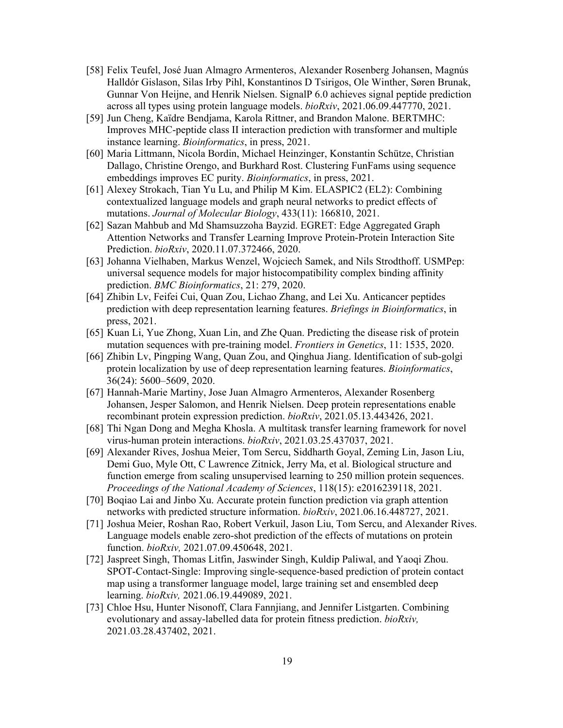[58] Felix Teufel, José Juan Almagro Armenteros, Alexander Rosenberg Johansen, Magnús Halldór Gislason, Silas Irby Pihl, Konstantinos D Tsirigos, Ole Winther, Søren Brunak, Gunnar Von Heijne, and Henrik Nielsen. SignalP 6.0 achieves signal peptide prediction across all types using protein language models. *bioRxiv*, 2021.06.09.447770, 2021.

[59] Jun Cheng, Kaïdre Bendjama, Karola Rittner, and Brandon Malone. BERTMHC: Improves MHC-peptide class II interaction prediction with transformer and multiple instance learning. *Bioinformatics*, in press, 2021.

[60] Maria Littmann, Nicola Bordin, Michael Heinzinger, Konstantin Schütze, Christian Dallago, Christine Orengo, and Burkhard Rost. Clustering FunFams using sequence embeddings improves EC purity. *Bioinformatics*, in press, 2021.

[61] Alexey Strokach, Tian Yu Lu, and Philip M Kim. ELASPIC2 (EL2): Combining contextualized language models and graph neural networks to predict effects of mutations. *Journal of Molecular Biology*, 433(11): 166810, 2021.

[62] Sazan Mahbub and Md Shamsuzzoha Bayzid. EGRET: Edge Aggregated Graph Attention Networks and Transfer Learning Improve Protein-Protein Interaction Site Prediction. *bioRxiv*, 2020.11.07.372466, 2020.

[63] Johanna Vielhaben, Markus Wenzel, Wojciech Samek, and Nils Strodthoff. USMPep: universal sequence models for major histocompatibility complex binding affinity prediction. *BMC Bioinformatics*, 21: 279, 2020.

[64] Zhibin Lv, Feifei Cui, Quan Zou, Lichao Zhang, and Lei Xu. Anticancer peptides prediction with deep representation learning features. *Briefings in Bioinformatics*, in press, 2021.

[65] Kuan Li, Yue Zhong, Xuan Lin, and Zhe Quan. Predicting the disease risk of protein mutation sequences with pre-training model. *Frontiers in Genetics*, 11: 1535, 2020.

[66] Zhibin Lv, Pingping Wang, Quan Zou, and Qinghua Jiang. Identification of sub-golgi protein localization by use of deep representation learning features. *Bioinformatics*, 36(24): 5600–5609, 2020.

[67] Hannah-Marie Martiny, Jose Juan Almagro Armenteros, Alexander Rosenberg Johansen, Jesper Salomon, and Henrik Nielsen. Deep protein representations enable recombinant protein expression prediction. *bioRxiv*, 2021.05.13.443426, 2021.

[68] Thi Ngan Dong and Megha Khosla. A multitask transfer learning framework for novel virus-human protein interactions. *bioRxiv*, 2021.03.25.437037, 2021.

[69] Alexander Rives, Joshua Meier, Tom Sercu, Siddharth Goyal, Zeming Lin, Jason Liu, Demi Guo, Myle Ott, C Lawrence Zitnick, Jerry Ma, et al. Biological structure and function emerge from scaling unsupervised learning to 250 million protein sequences. *Proceedings of the National Academy of Sciences*, 118(15): e2016239118, 2021.

[70] Boqiao Lai and Jinbo Xu. Accurate protein function prediction via graph attention networks with predicted structure information. *bioRxiv*, 2021.06.16.448727, 2021.

[71] Joshua Meier, Roshan Rao, Robert Verkuil, Jason Liu, Tom Sercu, and Alexander Rives. Language models enable zero-shot prediction of the effects of mutations on protein function. *bioRxiv,* 2021.07.09.450648, 2021.

[72] Jaspreet Singh, Thomas Litfin, Jaswinder Singh, Kuldip Paliwal, and Yaoqi Zhou. SPOT-Contact-Single: Improving single-sequence-based prediction of protein contact map using a transformer language model, large training set and ensembled deep learning. *bioRxiv,* 2021.06.19.449089, 2021.

[73] Chloe Hsu, Hunter Nisonoff, Clara Fannjiang, and Jennifer Listgarten. Combining evolutionary and assay-labelled data for protein fitness prediction. *bioRxiv,* 2021.03.28.437402, 2021.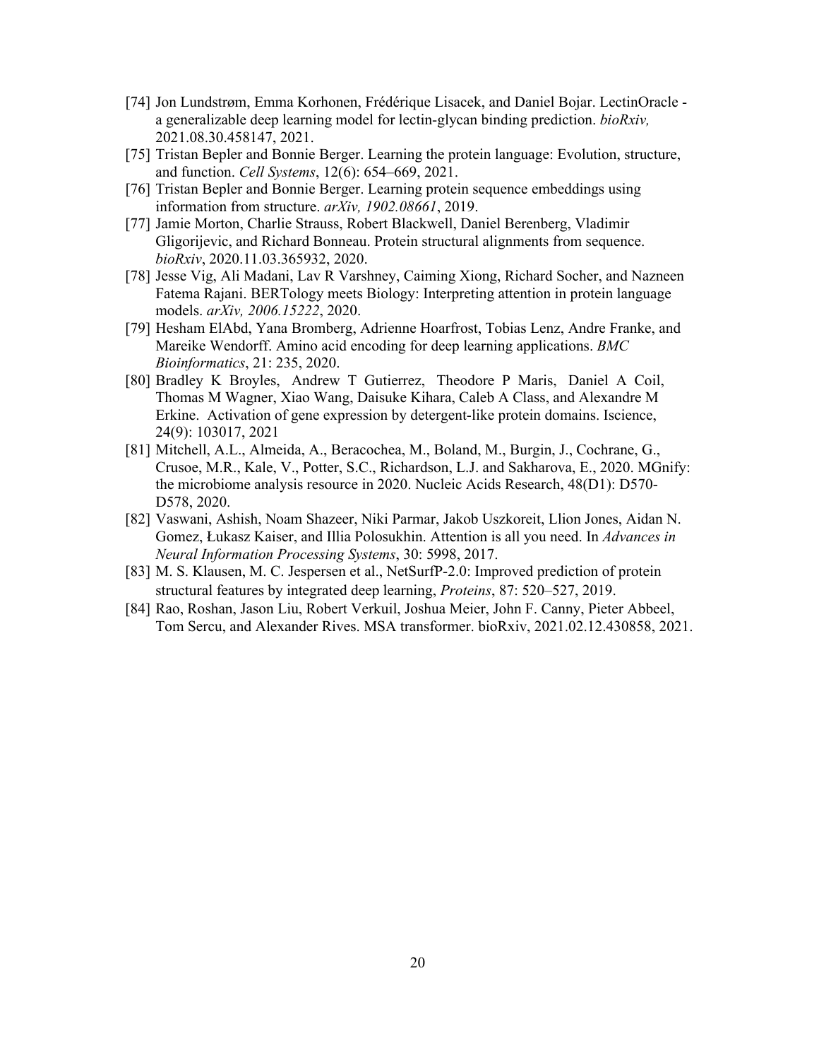[74] Jon Lundstrøm, Emma Korhonen, Frédérique Lisacek, and Daniel Bojar. LectinOracle - a generalizable deep learning model for lectin-glycan binding prediction. *bioRxiv,* 2021.08.30.458147, 2021.

[75] Tristan Bepler and Bonnie Berger. Learning the protein language: Evolution, structure, and function. *Cell Systems*, 12(6): 654–669, 2021.

[76] Tristan Bepler and Bonnie Berger. Learning protein sequence embeddings using information from structure. *arXiv, 1902.08661*, 2019.

[77] Jamie Morton, Charlie Strauss, Robert Blackwell, Daniel Berenberg, Vladimir Gligorijevic, and Richard Bonneau. Protein structural alignments from sequence. *bioRxiv*, 2020.11.03.365932, 2020.

[78] Jesse Vig, Ali Madani, Lav R Varshney, Caiming Xiong, Richard Socher, and Nazneen Fatema Rajani. BERTology meets Biology: Interpreting attention in protein language models. *arXiv, 2006.15222*, 2020.

[79] Hesham ElAbd, Yana Bromberg, Adrienne Hoarfrost, Tobias Lenz, Andre Franke, and Mareike Wendorff. Amino acid encoding for deep learning applications. *BMC Bioinformatics*, 21: 235, 2020.

[80] Bradley K Broyles, Andrew T Gutierrez, Theodore P Maris, Daniel A Coil, Thomas M Wagner, Xiao Wang, Daisuke Kihara, Caleb A Class, and Alexandre M Erkine. Activation of gene expression by detergent-like protein domains. Iscience, 24(9): 103017, 2021

[81] Mitchell, A.L., Almeida, A., Beracochea, M., Boland, M., Burgin, J., Cochrane, G., Crusoe, M.R., Kale, V., Potter, S.C., Richardson, L.J. and Sakharova, E., 2020. MGnify: the microbiome analysis resource in 2020. Nucleic Acids Research, 48(D1): D570-D578, 2020.

[82] Vaswani, Ashish, Noam Shazeer, Niki Parmar, Jakob Uszkoreit, Llion Jones, Aidan N. Gomez, Łukasz Kaiser, and Illia Polosukhin. Attention is all you need. In *Advances in Neural Information Processing Systems*, 30: 5998, 2017.

[83] M. S. Klausen, M. C. Jespersen et al., NetSurfP-2.0: Improved prediction of protein structural features by integrated deep learning, *Proteins*, 87: 520–527, 2019.

[84] Rao, Roshan, Jason Liu, Robert Verkuil, Joshua Meier, John F. Canny, Pieter Abbeel, Tom Sercu, and Alexander Rives. MSA transformer. bioRxiv, 2021.02.12.430858, 2021.